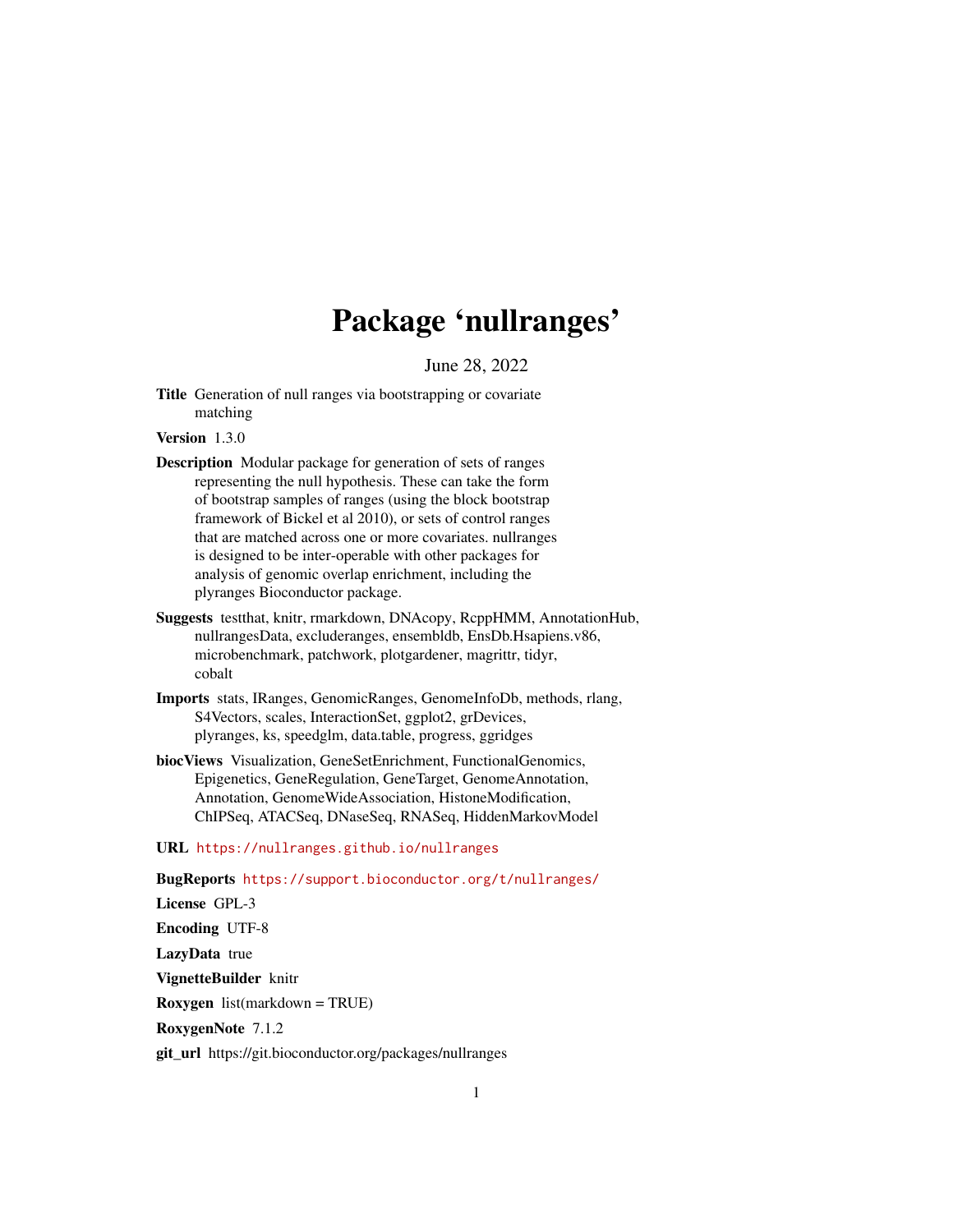# Package 'nullranges'

June 28, 2022

**Title** Generation of null ranges via bootstrapping or covariate matching

**Version** 1.3.0

**Description** Modular package for generation of sets of ranges representing the null hypothesis. These can take the form of bootstrap samples of ranges (using the block bootstrap framework of Bickel et al 2010), or sets of control ranges that are matched across one or more covariates. nullranges is designed to be inter-operable with other packages for analysis of genomic overlap enrichment, including the plyranges Bioconductor package.

**Suggests** testthat, knitr, rmarkdown, DNAcopy, RcppHMM, AnnotationHub, nullrangesData, excluderanges, ensembldb, EnsDb.Hsapiens.v86, microbenchmark, patchwork, plotgardener, magrittr, tidyr, cobalt

**Imports** stats, IRanges, GenomicRanges, GenomeInfoDb, methods, rlang, S4Vectors, scales, InteractionSet, ggplot2, grDevices, plyranges, ks, speedglm, data.table, progress, ggridges

**biocViews** Visualization, GeneSetEnrichment, FunctionalGenomics, Epigenetics, GeneRegulation, GeneTarget, GenomeAnnotation, Annotation, GenomeWideAssociation, HistoneModification, ChIPSeq, ATACSeq, DNaseSeq, RNASeq, HiddenMarkovModel

**URL** https://nullranges.github.io/nullranges

**BugReports** https://support.bioconductor.org/t/nullranges/

**License** GPL-3

**Encoding** UTF-8

**LazyData** true

**VignetteBuilder** knitr

**Roxygen** list(markdown = TRUE)

**RoxygenNote** 7.1.2

**git_url** https://git.bioconductor.org/packages/nullranges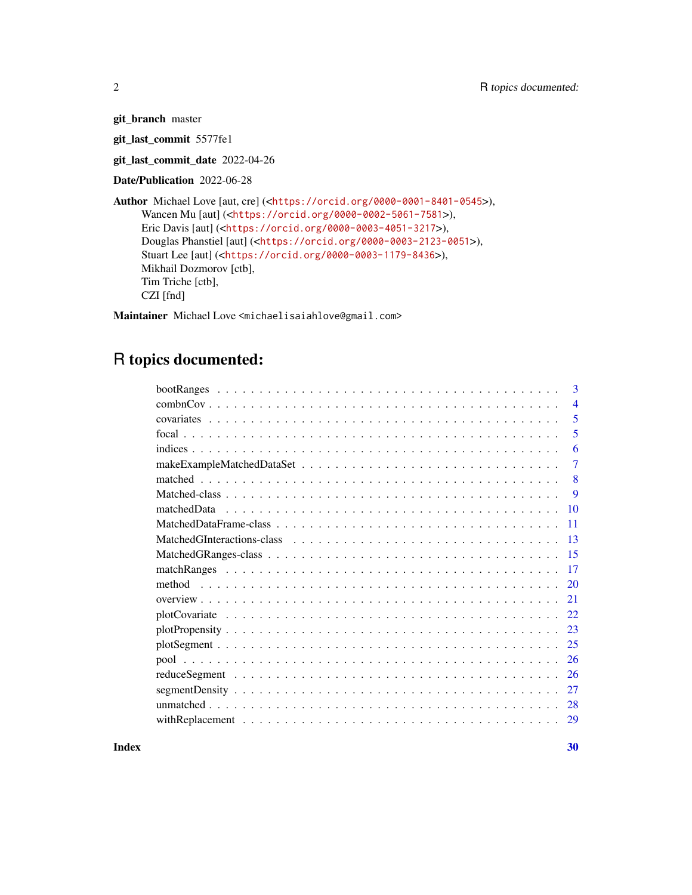**git_branch** master

**git_last_commit** 5577fe1

**git_last_commit_date** 2022-04-26

**Date/Publication** 2022-06-28

**Author** Michael Love [aut, cre] (<https://orcid.org/0000-0001-8401-0545>),
Wancen Mu [aut] (<https://orcid.org/0000-0002-5061-7581>),
Eric Davis [aut] (<https://orcid.org/0000-0003-4051-3217>),
Douglas Phanstiel [aut] (<https://orcid.org/0000-0003-2123-0051>),
Stuart Lee [aut] (<https://orcid.org/0000-0003-1179-8436>),
Mikhail Dozmorov [ctb],
Tim Triche [ctb],
CZI [fnd]

**Maintainer** Michael Love <michaelisaiahlove@gmail.com>

# R topics documented:

| | |
|---|---|
| bootRanges | 3 |
| combnCov | 4 |
| covariates | 5 |
| focal | 5 |
| indices | 6 |
| makeExampleMatchedDataSet | 7 |
| matched | 8 |
| Matched-class | 9 |
| matchedData | 10 |
| MatchedDataFrame-class | 11 |
| MatchedGInteractions-class | 13 |
| MatchedGRanges-class | 15 |
| matchRanges | 17 |
| method | 20 |
| overview | 21 |
| plotCovariate | 22 |
| plotPropensity | 23 |
| plotSegment | 25 |
| pool | 26 |
| reduceSegment | 26 |
| segmentDensity | 27 |
| unmatched | 28 |
| withReplacement | 29 |
| **Index** | **30** |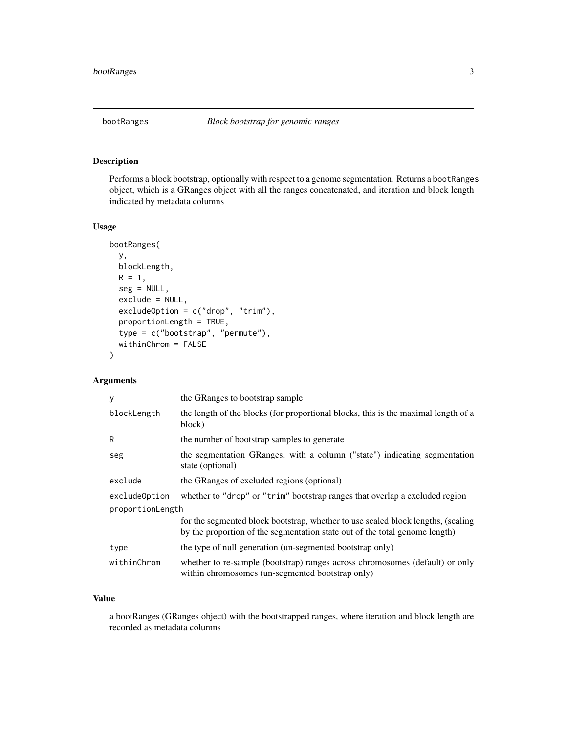# bootRanges — *Block bootstrap for genomic ranges*

## Description

Performs a block bootstrap, optionally with respect to a genome segmentation. Returns a `bootRanges` object, which is a GRanges object with all the ranges concatenated, and iteration and block length indicated by metadata columns

## Usage

```
bootRanges(
  y,
  blockLength,
  R = 1,
  seg = NULL,
  exclude = NULL,
  excludeOption = c("drop", "trim"),
  proportionLength = TRUE,
  type = c("bootstrap", "permute"),
  withinChrom = FALSE
)
```

## Arguments

| | |
|---|---|
| `y` | the GRanges to bootstrap sample |
| `blockLength` | the length of the blocks (for proportional blocks, this is the maximal length of a block) |
| `R` | the number of bootstrap samples to generate |
| `seg` | the segmentation GRanges, with a column ("state") indicating segmentation state (optional) |
| `exclude` | the GRanges of excluded regions (optional) |
| `excludeOption` | whether to "drop" or "trim" bootstrap ranges that overlap a excluded region |
| `proportionLength` | for the segmented block bootstrap, whether to use scaled block lengths, (scaling by the proportion of the segmentation state out of the total genome length) |
| `type` | the type of null generation (un-segmented bootstrap only) |
| `withinChrom` | whether to re-sample (bootstrap) ranges across chromosomes (default) or only within chromosomes (un-segmented bootstrap only) |

## Value

a bootRanges (GRanges object) with the bootstrapped ranges, where iteration and block length are recorded as metadata columns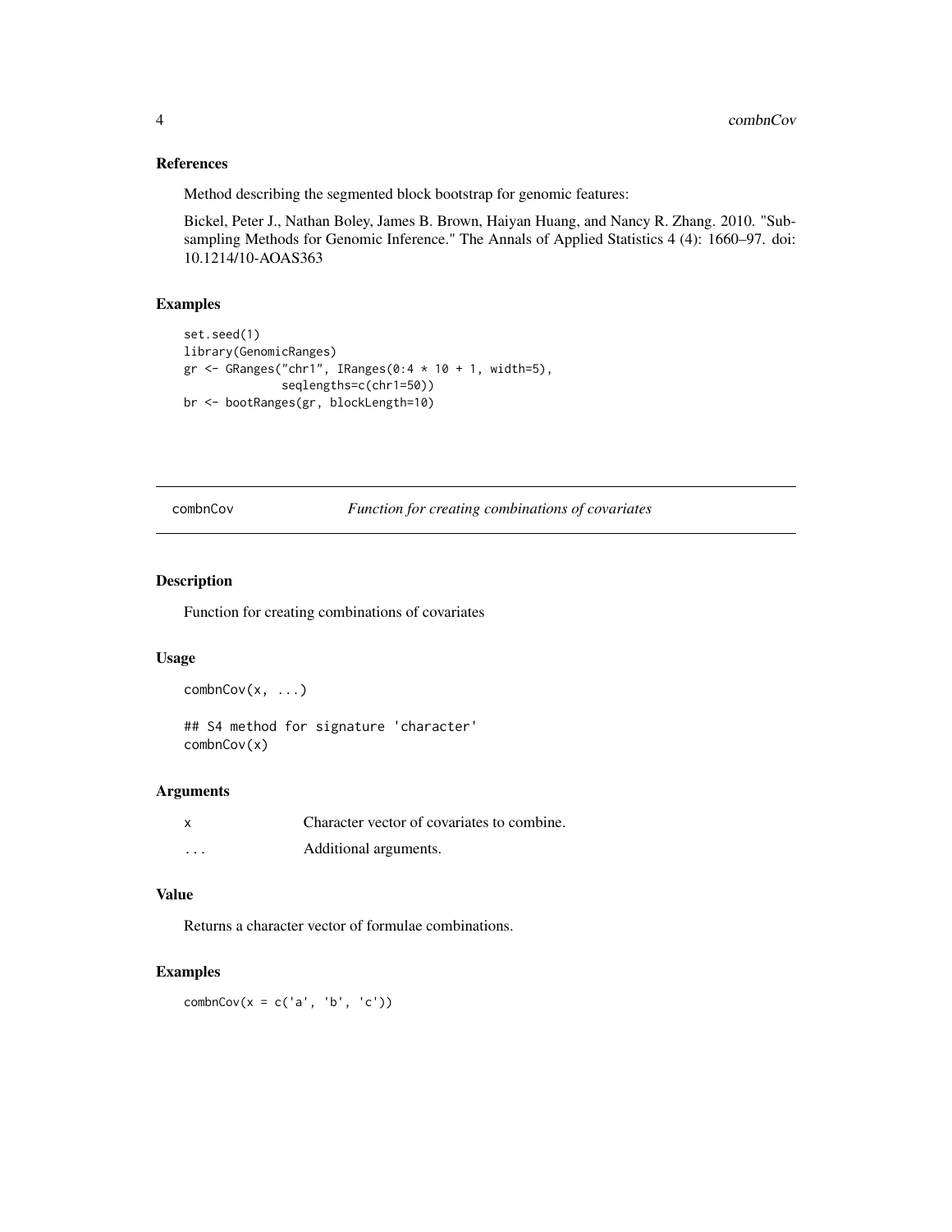### References

Method describing the segmented block bootstrap for genomic features:

Bickel, Peter J., Nathan Boley, James B. Brown, Haiyan Huang, and Nancy R. Zhang. 2010. "Subsampling Methods for Genomic Inference." The Annals of Applied Statistics 4 (4): 1660–97. doi: 10.1214/10-AOAS363

### Examples

```
set.seed(1)
library(GenomicRanges)
gr <- GRanges("chr1", IRanges(0:4 * 10 + 1, width=5),
              seqlengths=c(chr1=50))
br <- bootRanges(gr, blockLength=10)
```

---

## combnCov — *Function for creating combinations of covariates*

---

### Description

Function for creating combinations of covariates

### Usage

```
combnCov(x, ...)

## S4 method for signature 'character'
combnCov(x)
```

### Arguments

| | |
|---|---|
| x | Character vector of covariates to combine. |
| ... | Additional arguments. |

### Value

Returns a character vector of formulae combinations.

### Examples

```
combnCov(x = c('a', 'b', 'c'))
```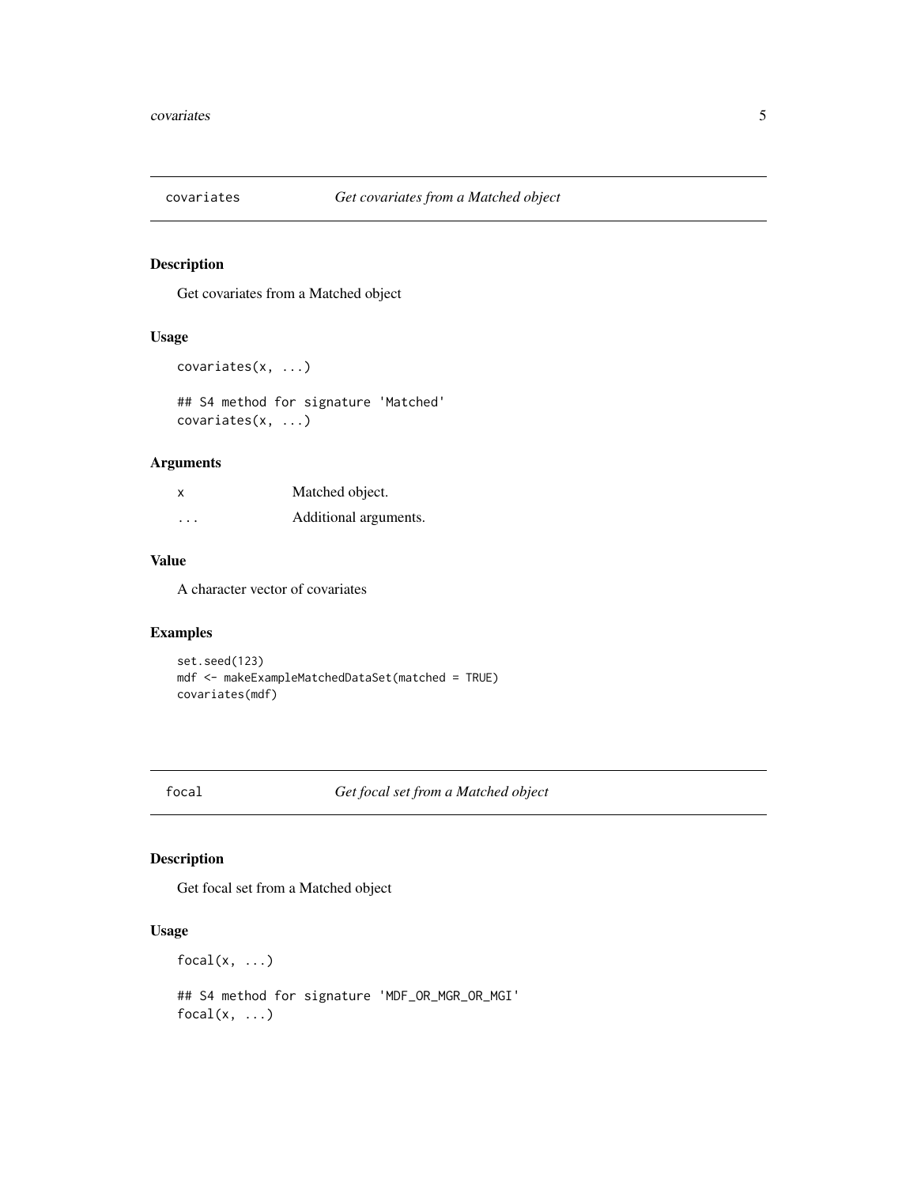## covariates — *Get covariates from a Matched object*

### Description

Get covariates from a Matched object

### Usage

```
covariates(x, ...)

## S4 method for signature 'Matched'
covariates(x, ...)
```

### Arguments

| | |
|---|---|
| x | Matched object. |
| ... | Additional arguments. |

### Value

A character vector of covariates

### Examples

```
set.seed(123)
mdf <- makeExampleMatchedDataSet(matched = TRUE)
covariates(mdf)
```

## focal — *Get focal set from a Matched object*

### Description

Get focal set from a Matched object

### Usage

```
focal(x, ...)

## S4 method for signature 'MDF_OR_MGR_OR_MGI'
focal(x, ...)
```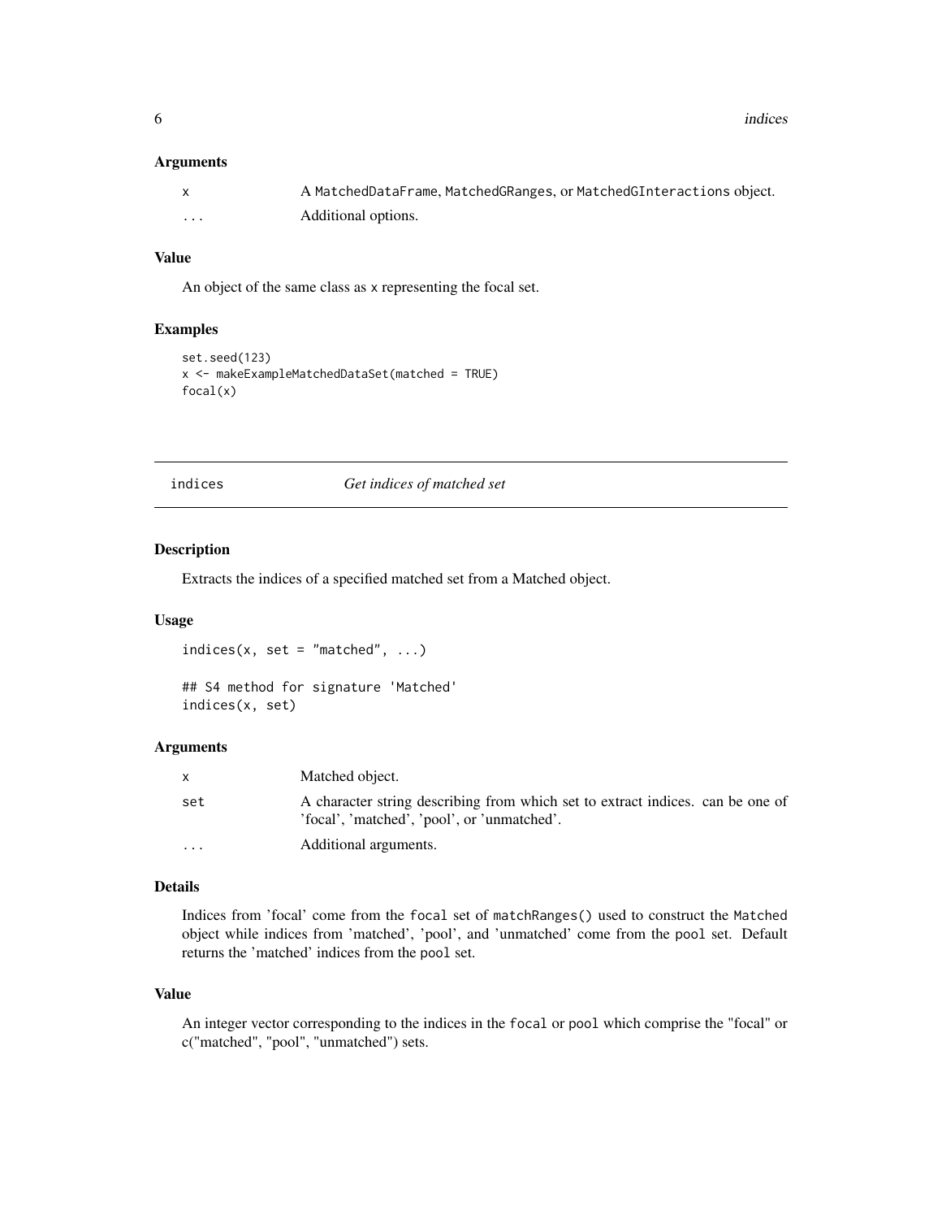### Arguments

| | |
|---|---|
| x | A MatchedDataFrame, MatchedGRanges, or MatchedGInteractions object. |
| ... | Additional options. |

### Value

An object of the same class as x representing the focal set.

### Examples

```
set.seed(123)
x <- makeExampleMatchedDataSet(matched = TRUE)
focal(x)
```

## indices *Get indices of matched set*

### Description

Extracts the indices of a specified matched set from a Matched object.

### Usage

```
indices(x, set = "matched", ...)

## S4 method for signature 'Matched'
indices(x, set)
```

### Arguments

| | |
|---|---|
| x | Matched object. |
| set | A character string describing from which set to extract indices. can be one of 'focal', 'matched', 'pool', or 'unmatched'. |
| ... | Additional arguments. |

### Details

Indices from 'focal' come from the focal set of matchRanges() used to construct the Matched object while indices from 'matched', 'pool', and 'unmatched' come from the pool set. Default returns the 'matched' indices from the pool set.

### Value

An integer vector corresponding to the indices in the focal or pool which comprise the "focal" or c("matched", "pool", "unmatched") sets.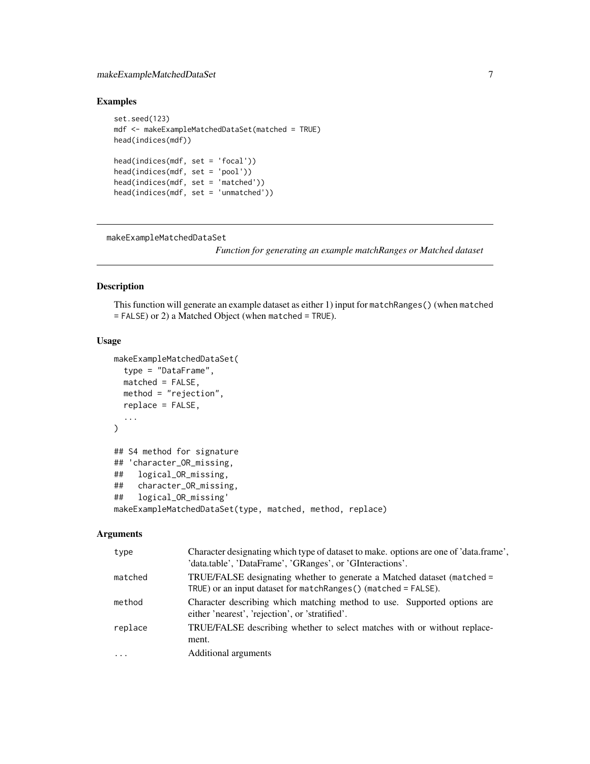### Examples

```
set.seed(123)
mdf <- makeExampleMatchedDataSet(matched = TRUE)
head(indices(mdf))

head(indices(mdf, set = 'focal'))
head(indices(mdf, set = 'pool'))
head(indices(mdf, set = 'matched'))
head(indices(mdf, set = 'unmatched'))
```

---

## makeExampleMatchedDataSet

*Function for generating an example matchRanges or Matched dataset*

---

### Description

This function will generate an example dataset as either 1) input for `matchRanges()` (when `matched = FALSE`) or 2) a Matched Object (when `matched = TRUE`).

### Usage

```
makeExampleMatchedDataSet(
  type = "DataFrame",
  matched = FALSE,
  method = "rejection",
  replace = FALSE,
  ...
)

## S4 method for signature
## 'character_OR_missing,
##   logical_OR_missing,
##   character_OR_missing,
##   logical_OR_missing'
makeExampleMatchedDataSet(type, matched, method, replace)
```

### Arguments

| | |
|---|---|
| type | Character designating which type of dataset to make. options are one of 'data.frame', 'data.table', 'DataFrame', 'GRanges', or 'GInteractions'. |
| matched | TRUE/FALSE designating whether to generate a Matched dataset (`matched = TRUE`) or an input dataset for `matchRanges()` (`matched = FALSE`). |
| method | Character describing which matching method to use. Supported options are either 'nearest', 'rejection', or 'stratified'. |
| replace | TRUE/FALSE describing whether to select matches with or without replacement. |
| ... | Additional arguments |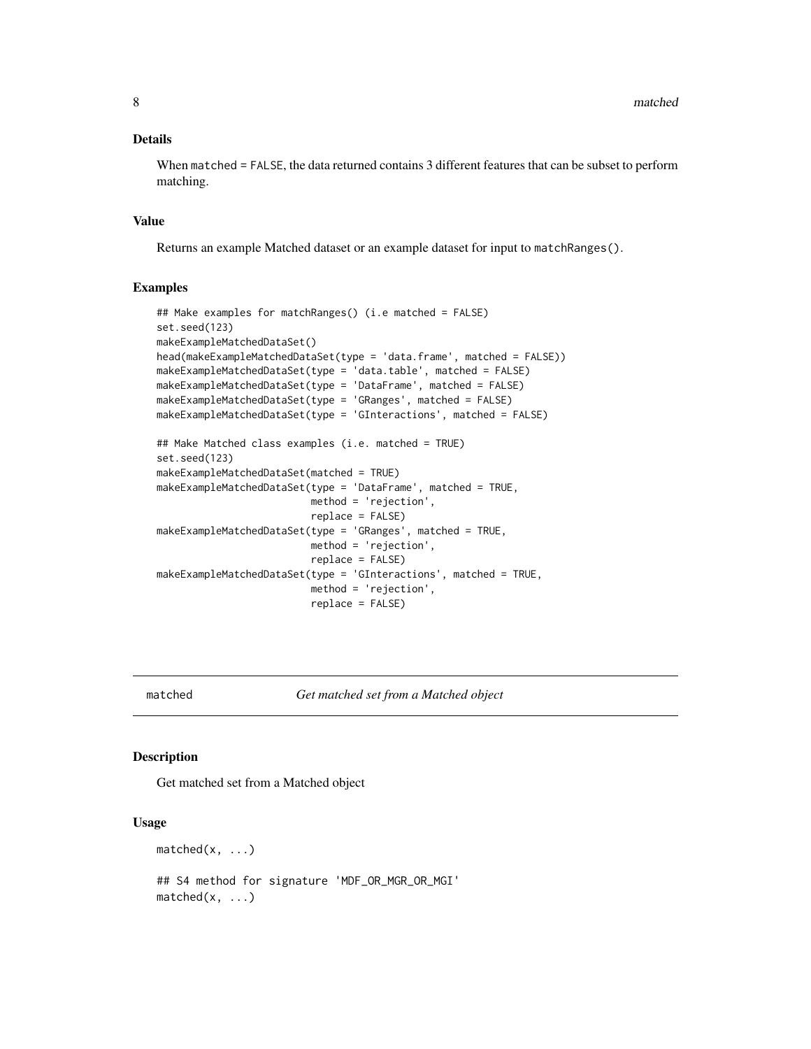### Details

When `matched = FALSE`, the data returned contains 3 different features that can be subset to perform matching.

### Value

Returns an example Matched dataset or an example dataset for input to `matchRanges()`.

### Examples

```
## Make examples for matchRanges() (i.e matched = FALSE)
set.seed(123)
makeExampleMatchedDataSet()
head(makeExampleMatchedDataSet(type = 'data.frame', matched = FALSE))
makeExampleMatchedDataSet(type = 'data.table', matched = FALSE)
makeExampleMatchedDataSet(type = 'DataFrame', matched = FALSE)
makeExampleMatchedDataSet(type = 'GRanges', matched = FALSE)
makeExampleMatchedDataSet(type = 'GInteractions', matched = FALSE)

## Make Matched class examples (i.e. matched = TRUE)
set.seed(123)
makeExampleMatchedDataSet(matched = TRUE)
makeExampleMatchedDataSet(type = 'DataFrame', matched = TRUE,
                          method = 'rejection',
                          replace = FALSE)
makeExampleMatchedDataSet(type = 'GRanges', matched = TRUE,
                          method = 'rejection',
                          replace = FALSE)
makeExampleMatchedDataSet(type = 'GInteractions', matched = TRUE,
                          method = 'rejection',
                          replace = FALSE)
```

---

## `matched` *Get matched set from a Matched object*

### Description

Get matched set from a Matched object

### Usage

```
matched(x, ...)

## S4 method for signature 'MDF_OR_MGR_OR_MGI'
matched(x, ...)
```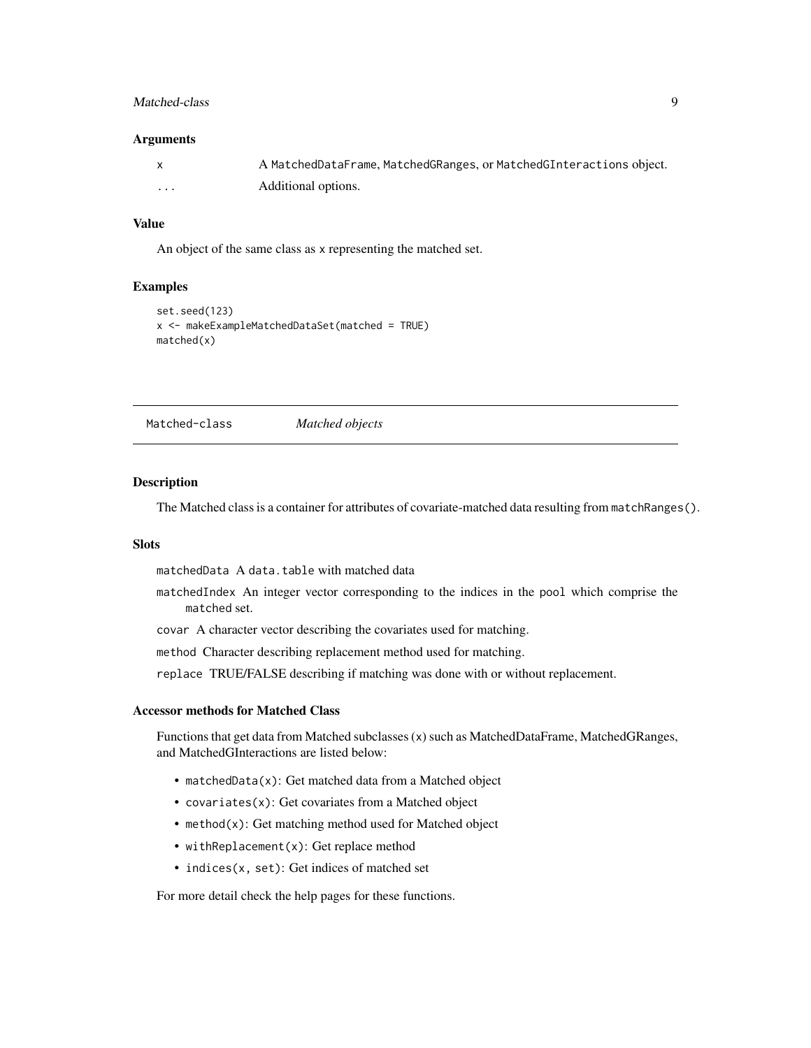### Arguments

| | |
|---|---|
| x | A MatchedDataFrame, MatchedGRanges, or MatchedGInteractions object. |
| ... | Additional options. |

### Value

An object of the same class as x representing the matched set.

### Examples

```
set.seed(123)
x <- makeExampleMatchedDataSet(matched = TRUE)
matched(x)
```

---

## Matched-class    *Matched objects*

---

### Description

The Matched class is a container for attributes of covariate-matched data resulting from matchRanges().

### Slots

matchedData A data.table with matched data

matchedIndex An integer vector corresponding to the indices in the pool which comprise the matched set.

covar A character vector describing the covariates used for matching.

method Character describing replacement method used for matching.

replace TRUE/FALSE describing if matching was done with or without replacement.

### Accessor methods for Matched Class

Functions that get data from Matched subclasses (x) such as MatchedDataFrame, MatchedGRanges, and MatchedGInteractions are listed below:

- matchedData(x): Get matched data from a Matched object
- covariates(x): Get covariates from a Matched object
- method(x): Get matching method used for Matched object
- withReplacement(x): Get replace method
- indices(x, set): Get indices of matched set

For more detail check the help pages for these functions.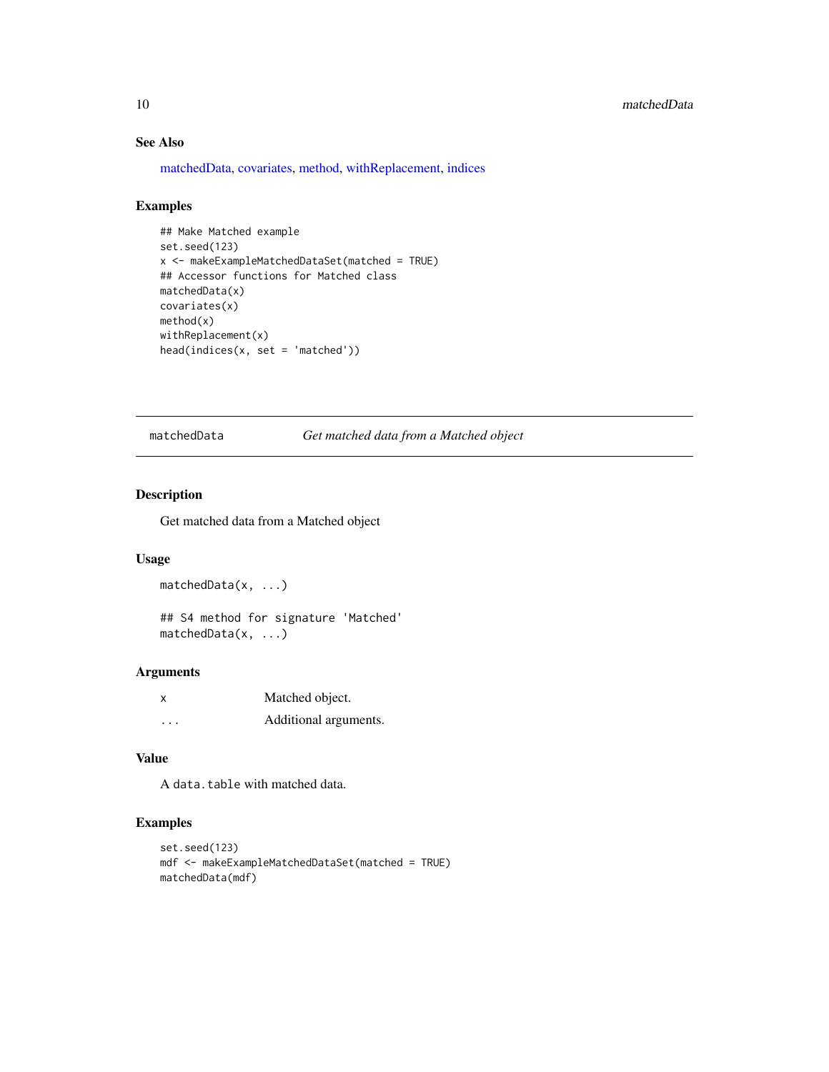### See Also

matchedData, covariates, method, withReplacement, indices

### Examples

```
## Make Matched example
set.seed(123)
x <- makeExampleMatchedDataSet(matched = TRUE)
## Accessor functions for Matched class
matchedData(x)
covariates(x)
method(x)
withReplacement(x)
head(indices(x, set = 'matched'))
```

---

## matchedData — *Get matched data from a Matched object*

### Description

Get matched data from a Matched object

### Usage

```
matchedData(x, ...)

## S4 method for signature 'Matched'
matchedData(x, ...)
```

### Arguments

| | |
|---|---|
| `x` | Matched object. |
| `...` | Additional arguments. |

### Value

A `data.table` with matched data.

### Examples

```
set.seed(123)
mdf <- makeExampleMatchedDataSet(matched = TRUE)
matchedData(mdf)
```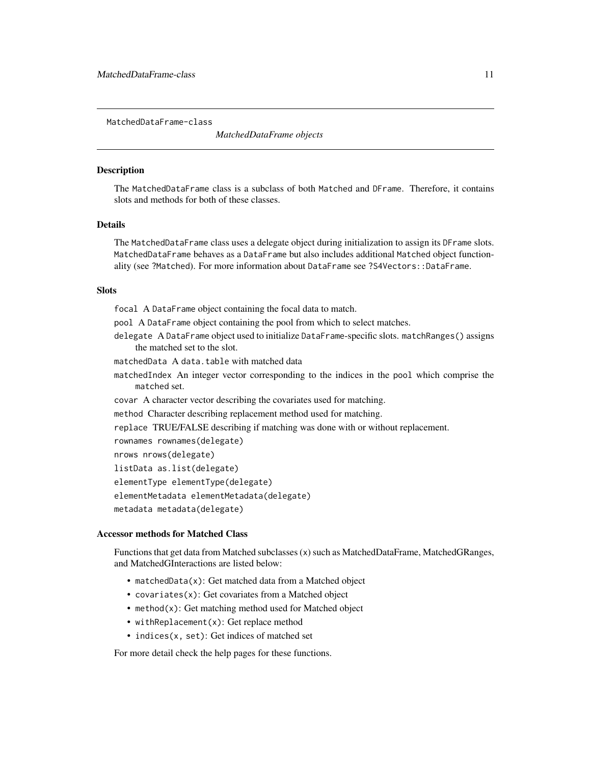MatchedDataFrame-class

*MatchedDataFrame objects*

## Description

The `MatchedDataFrame` class is a subclass of both `Matched` and `DFrame`. Therefore, it contains slots and methods for both of these classes.

## Details

The `MatchedDataFrame` class uses a delegate object during initialization to assign its `DFrame` slots. `MatchedDataFrame` behaves as a `DataFrame` but also includes additional `Matched` object functionality (see `?Matched`). For more information about `DataFrame` see `?S4Vectors::DataFrame`.

## Slots

`focal` A `DataFrame` object containing the focal data to match.

`pool` A `DataFrame` object containing the pool from which to select matches.

`delegate` A `DataFrame` object used to initialize `DataFrame`-specific slots. `matchRanges()` assigns the matched set to the slot.

`matchedData` A `data.table` with matched data

`matchedIndex` An integer vector corresponding to the indices in the `pool` which comprise the `matched` set.

`covar` A character vector describing the covariates used for matching.

`method` Character describing replacement method used for matching.

`replace` TRUE/FALSE describing if matching was done with or without replacement.

`rownames` `rownames(delegate)`

`nrows` `nrows(delegate)`

`listData` `as.list(delegate)`

`elementType` `elementType(delegate)`

`elementMetadata` `elementMetadata(delegate)`

`metadata` `metadata(delegate)`

## Accessor methods for Matched Class

Functions that get data from Matched subclasses (`x`) such as MatchedDataFrame, MatchedGRanges, and MatchedGInteractions are listed below:

- `matchedData(x)`: Get matched data from a Matched object
- `covariates(x)`: Get covariates from a Matched object
- `method(x)`: Get matching method used for Matched object
- `withReplacement(x)`: Get replace method
- `indices(x, set)`: Get indices of matched set

For more detail check the help pages for these functions.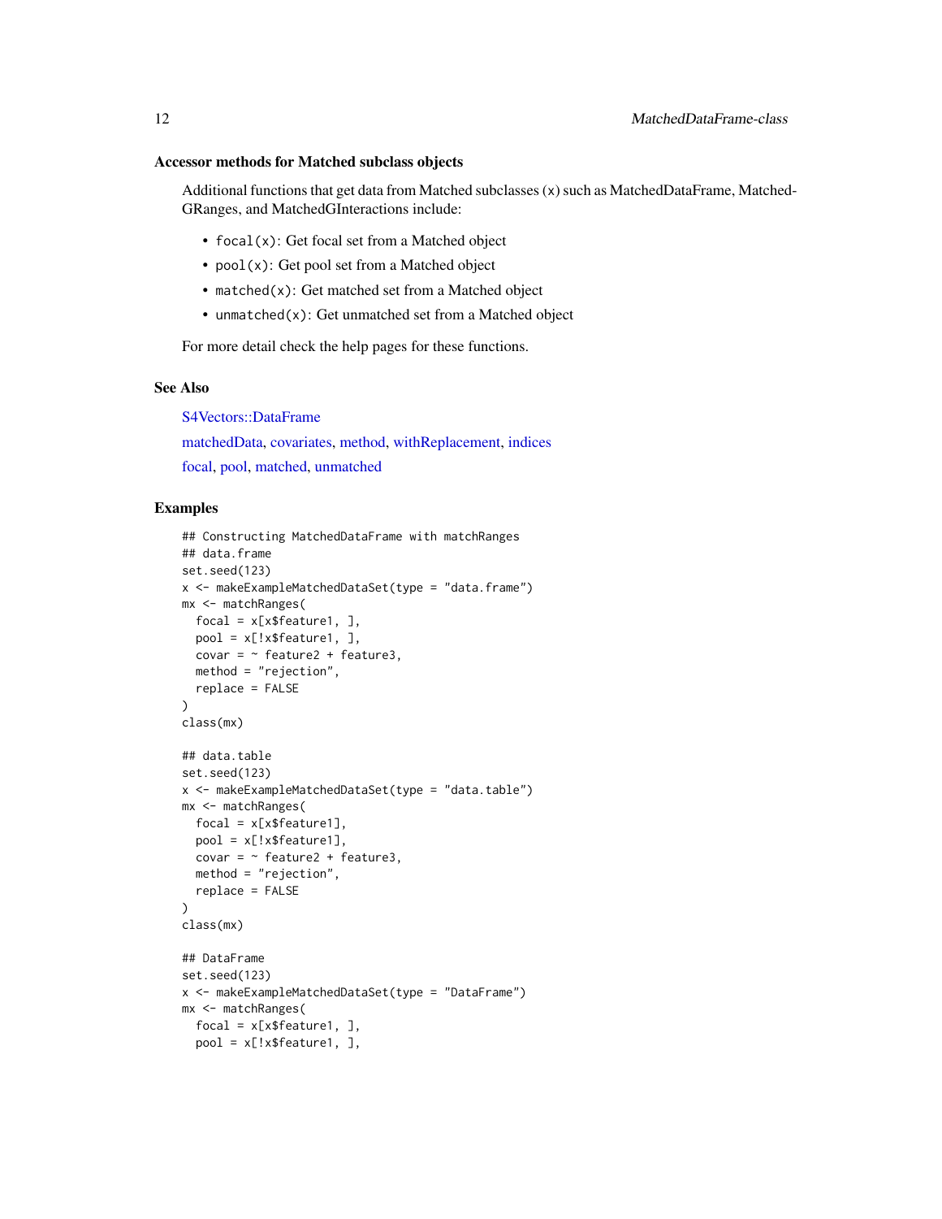### Accessor methods for Matched subclass objects

Additional functions that get data from Matched subclasses (x) such as MatchedDataFrame, MatchedGRanges, and MatchedGInteractions include:

- `focal(x)`: Get focal set from a Matched object
- `pool(x)`: Get pool set from a Matched object
- `matched(x)`: Get matched set from a Matched object
- `unmatched(x)`: Get unmatched set from a Matched object

For more detail check the help pages for these functions.

## See Also

S4Vectors::DataFrame

matchedData, covariates, method, withReplacement, indices

focal, pool, matched, unmatched

## Examples

```
## Constructing MatchedDataFrame with matchRanges
## data.frame
set.seed(123)
x <- makeExampleMatchedDataSet(type = "data.frame")
mx <- matchRanges(
  focal = x[x$feature1, ],
  pool = x[!x$feature1, ],
  covar = ~ feature2 + feature3,
  method = "rejection",
  replace = FALSE
)
class(mx)

## data.table
set.seed(123)
x <- makeExampleMatchedDataSet(type = "data.table")
mx <- matchRanges(
  focal = x[x$feature1],
  pool = x[!x$feature1],
  covar = ~ feature2 + feature3,
  method = "rejection",
  replace = FALSE
)
class(mx)

## DataFrame
set.seed(123)
x <- makeExampleMatchedDataSet(type = "DataFrame")
mx <- matchRanges(
  focal = x[x$feature1, ],
  pool = x[!x$feature1, ],
```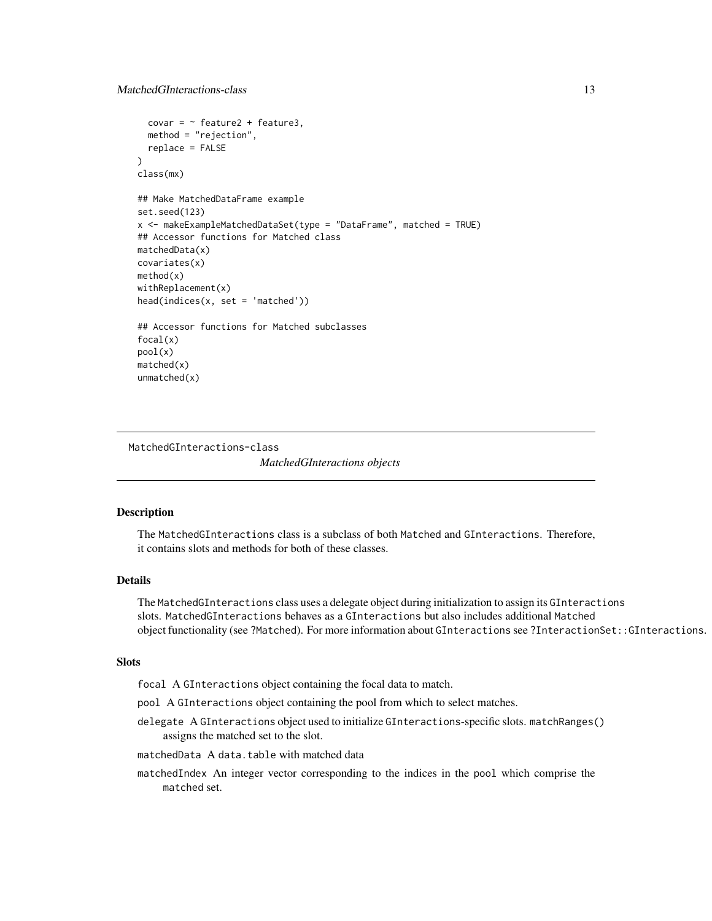```
  covar = ~ feature2 + feature3,
  method = "rejection",
  replace = FALSE
)
class(mx)

## Make MatchedDataFrame example
set.seed(123)
x <- makeExampleMatchedDataSet(type = "DataFrame", matched = TRUE)
## Accessor functions for Matched class
matchedData(x)
covariates(x)
method(x)
withReplacement(x)
head(indices(x, set = 'matched'))

## Accessor functions for Matched subclasses
focal(x)
pool(x)
matched(x)
unmatched(x)
```

---

MatchedGInteractions-class    *MatchedGInteractions objects*

---

## Description

The MatchedGInteractions class is a subclass of both Matched and GInteractions. Therefore, it contains slots and methods for both of these classes.

## Details

The MatchedGInteractions class uses a delegate object during initialization to assign its GInteractions slots. MatchedGInteractions behaves as a GInteractions but also includes additional Matched object functionality (see ?Matched). For more information about GInteractions see ?InteractionSet::GInteractions.

## Slots

focal A GInteractions object containing the focal data to match.

pool A GInteractions object containing the pool from which to select matches.

delegate A GInteractions object used to initialize GInteractions-specific slots. matchRanges() assigns the matched set to the slot.

matchedData A data.table with matched data

matchedIndex An integer vector corresponding to the indices in the pool which comprise the matched set.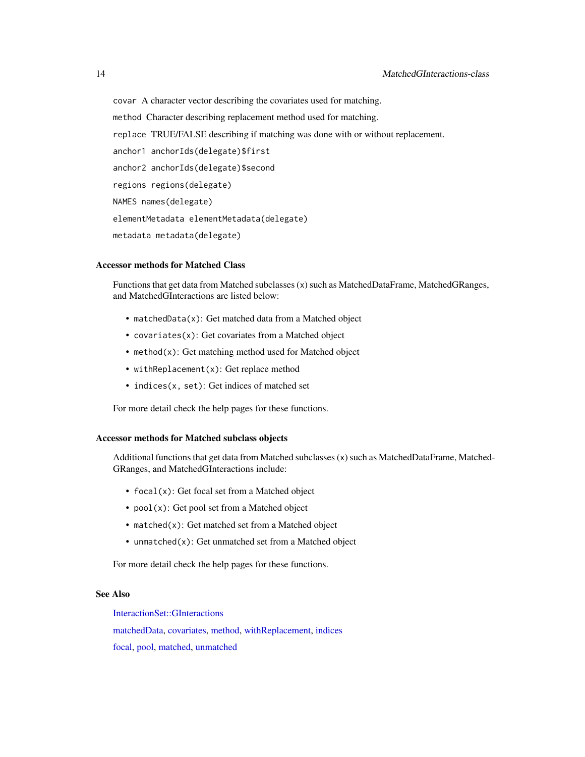`covar` A character vector describing the covariates used for matching.

`method` Character describing replacement method used for matching.

`replace` TRUE/FALSE describing if matching was done with or without replacement.

`anchor1` `anchorIds(delegate)$first`

`anchor2` `anchorIds(delegate)$second`

`regions` `regions(delegate)`

`NAMES` `names(delegate)`

`elementMetadata` `elementMetadata(delegate)`

`metadata` `metadata(delegate)`

### Accessor methods for Matched Class

Functions that get data from Matched subclasses (`x`) such as MatchedDataFrame, MatchedGRanges, and MatchedGInteractions are listed below:

- `matchedData(x)`: Get matched data from a Matched object
- `covariates(x)`: Get covariates from a Matched object
- `method(x)`: Get matching method used for Matched object
- `withReplacement(x)`: Get replace method
- `indices(x, set)`: Get indices of matched set

For more detail check the help pages for these functions.

### Accessor methods for Matched subclass objects

Additional functions that get data from Matched subclasses (`x`) such as MatchedDataFrame, MatchedGRanges, and MatchedGInteractions include:

- `focal(x)`: Get focal set from a Matched object
- `pool(x)`: Get pool set from a Matched object
- `matched(x)`: Get matched set from a Matched object
- `unmatched(x)`: Get unmatched set from a Matched object

For more detail check the help pages for these functions.

### See Also

InteractionSet::GInteractions

matchedData, covariates, method, withReplacement, indices

focal, pool, matched, unmatched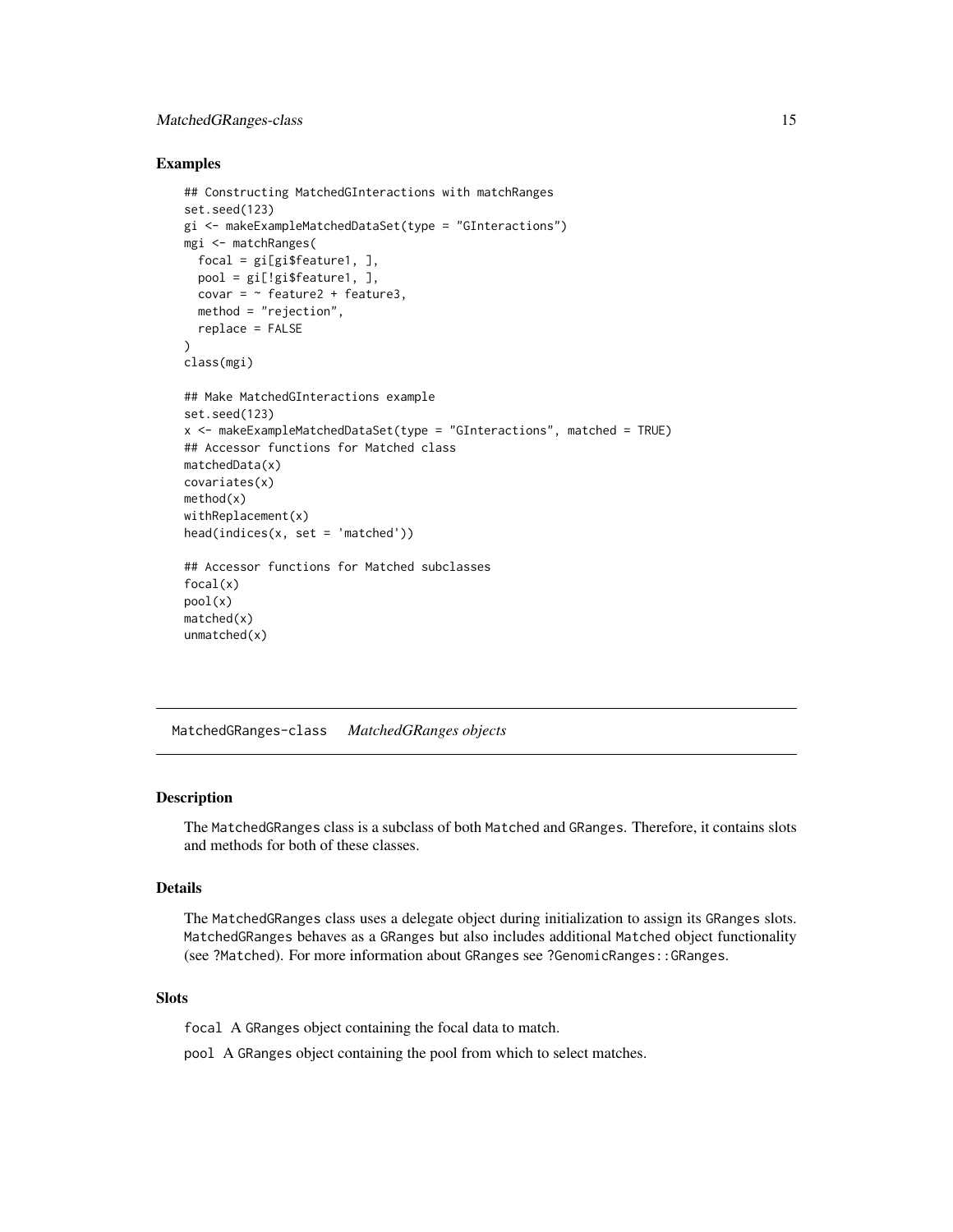### Examples

```
## Constructing MatchedGInteractions with matchRanges
set.seed(123)
gi <- makeExampleMatchedDataSet(type = "GInteractions")
mgi <- matchRanges(
  focal = gi[gi$feature1, ],
  pool = gi[!gi$feature1, ],
  covar = ~ feature2 + feature3,
  method = "rejection",
  replace = FALSE
)
class(mgi)

## Make MatchedGInteractions example
set.seed(123)
x <- makeExampleMatchedDataSet(type = "GInteractions", matched = TRUE)
## Accessor functions for Matched class
matchedData(x)
covariates(x)
method(x)
withReplacement(x)
head(indices(x, set = 'matched'))

## Accessor functions for Matched subclasses
focal(x)
pool(x)
matched(x)
unmatched(x)
```

---

## MatchedGRanges-class *MatchedGRanges objects*

---

### Description

The MatchedGRanges class is a subclass of both Matched and GRanges. Therefore, it contains slots and methods for both of these classes.

### Details

The MatchedGRanges class uses a delegate object during initialization to assign its GRanges slots. MatchedGRanges behaves as a GRanges but also includes additional Matched object functionality (see ?Matched). For more information about GRanges see ?GenomicRanges::GRanges.

### Slots

focal A GRanges object containing the focal data to match.

pool A GRanges object containing the pool from which to select matches.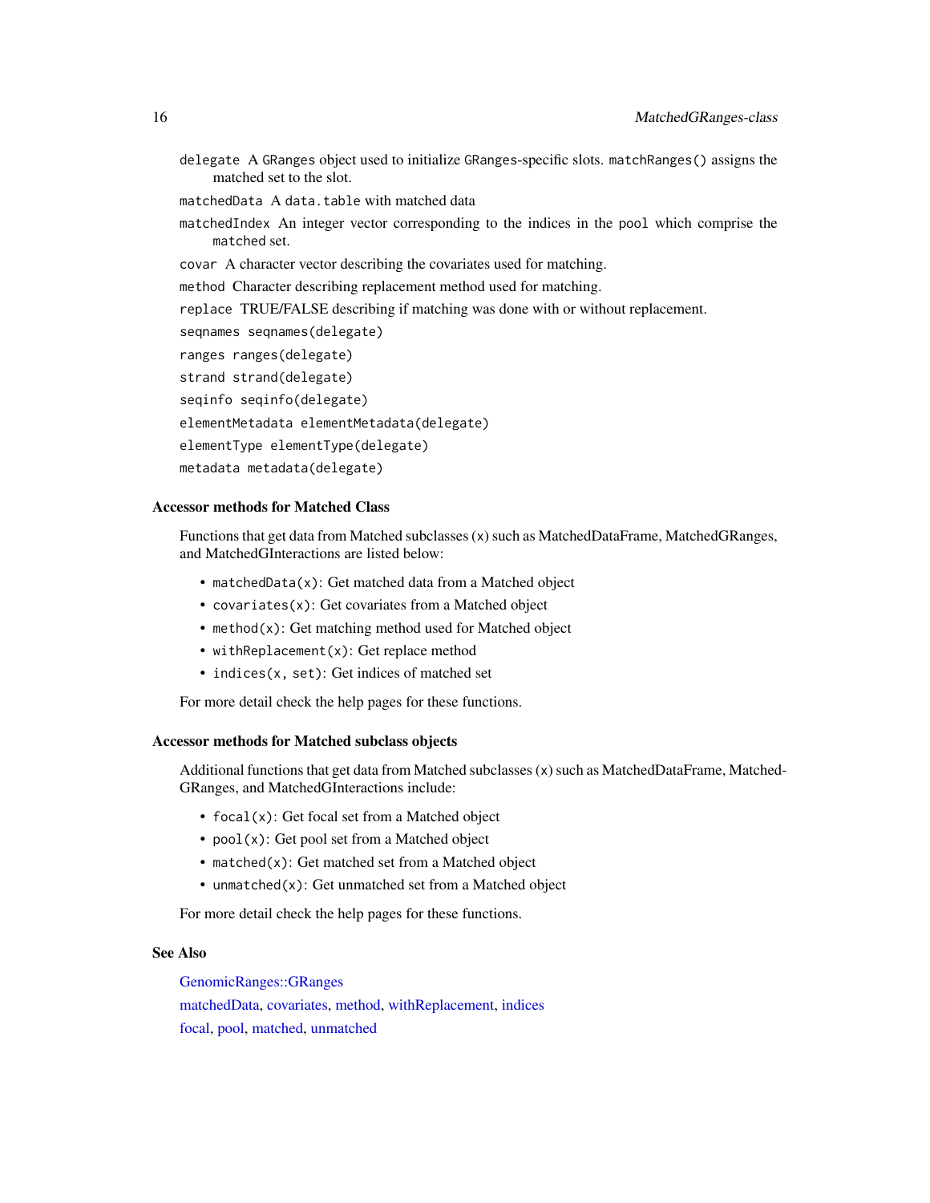`delegate` A `GRanges` object used to initialize `GRanges`-specific slots. `matchRanges()` assigns the matched set to the slot.

`matchedData` A `data.table` with matched data

`matchedIndex` An integer vector corresponding to the indices in the `pool` which comprise the `matched` set.

`covar` A character vector describing the covariates used for matching.

`method` Character describing replacement method used for matching.

`replace` TRUE/FALSE describing if matching was done with or without replacement.

`seqnames` `seqnames(delegate)`

`ranges` `ranges(delegate)`

`strand` `strand(delegate)`

`seqinfo` `seqinfo(delegate)`

`elementMetadata` `elementMetadata(delegate)`

`elementType` `elementType(delegate)`

`metadata` `metadata(delegate)`

### Accessor methods for Matched Class

Functions that get data from Matched subclasses (`x`) such as MatchedDataFrame, MatchedGRanges, and MatchedGInteractions are listed below:

- `matchedData(x)`: Get matched data from a Matched object
- `covariates(x)`: Get covariates from a Matched object
- `method(x)`: Get matching method used for Matched object
- `withReplacement(x)`: Get replace method
- `indices(x, set)`: Get indices of matched set

For more detail check the help pages for these functions.

### Accessor methods for Matched subclass objects

Additional functions that get data from Matched subclasses (`x`) such as MatchedDataFrame, MatchedGRanges, and MatchedGInteractions include:

- `focal(x)`: Get focal set from a Matched object
- `pool(x)`: Get pool set from a Matched object
- `matched(x)`: Get matched set from a Matched object
- `unmatched(x)`: Get unmatched set from a Matched object

For more detail check the help pages for these functions.

## See Also

GenomicRanges::GRanges

matchedData, covariates, method, withReplacement, indices

focal, pool, matched, unmatched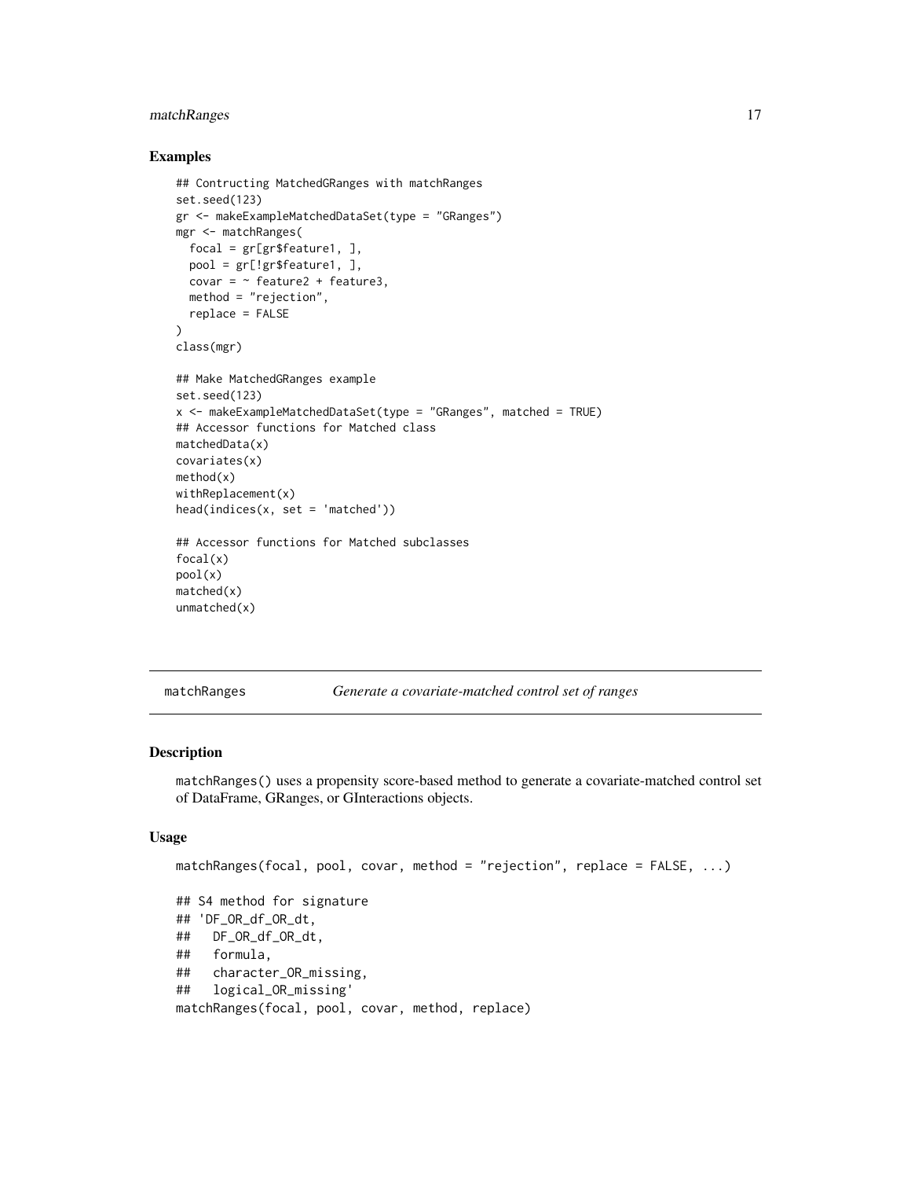## Examples

```
## Contructing MatchedGRanges with matchRanges
set.seed(123)
gr <- makeExampleMatchedDataSet(type = "GRanges")
mgr <- matchRanges(
  focal = gr[gr$feature1, ],
  pool = gr[!gr$feature1, ],
  covar = ~ feature2 + feature3,
  method = "rejection",
  replace = FALSE
)
class(mgr)

## Make MatchedGRanges example
set.seed(123)
x <- makeExampleMatchedDataSet(type = "GRanges", matched = TRUE)
## Accessor functions for Matched class
matchedData(x)
covariates(x)
method(x)
withReplacement(x)
head(indices(x, set = 'matched'))

## Accessor functions for Matched subclasses
focal(x)
pool(x)
matched(x)
unmatched(x)
```

---

`matchRanges` *Generate a covariate-matched control set of ranges*

---

## Description

matchRanges() uses a propensity score-based method to generate a covariate-matched control set of DataFrame, GRanges, or GInteractions objects.

## Usage

```
matchRanges(focal, pool, covar, method = "rejection", replace = FALSE, ...)

## S4 method for signature
## 'DF_OR_df_OR_dt,
##   DF_OR_df_OR_dt,
##   formula,
##   character_OR_missing,
##   logical_OR_missing'
matchRanges(focal, pool, covar, method, replace)
```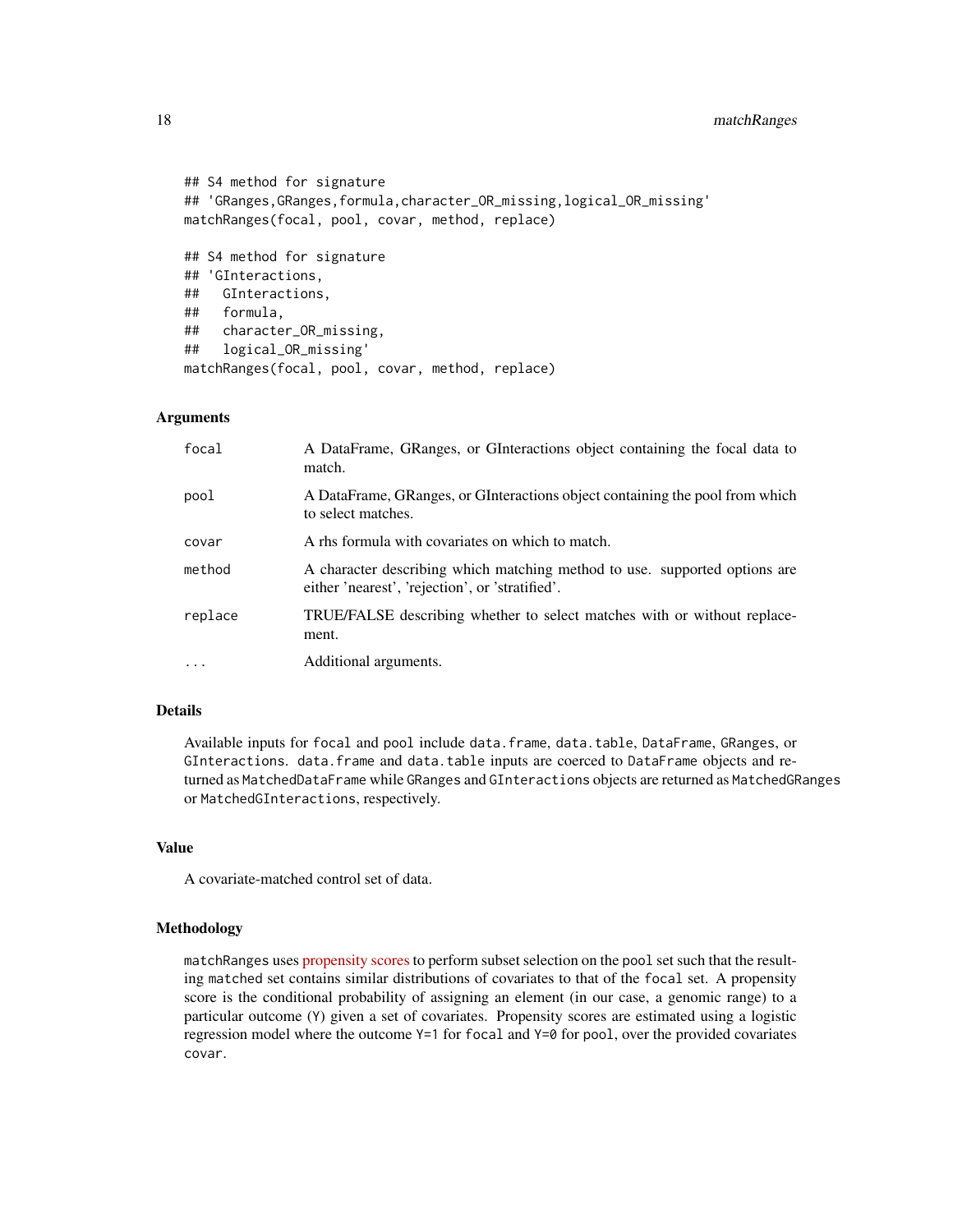```
## S4 method for signature
## 'GRanges,GRanges,formula,character_OR_missing,logical_OR_missing'
matchRanges(focal, pool, covar, method, replace)

## S4 method for signature
## 'GInteractions,
##   GInteractions,
##   formula,
##   character_OR_missing,
##   logical_OR_missing'
matchRanges(focal, pool, covar, method, replace)
```

### Arguments

| | |
|---|---|
| `focal` | A DataFrame, GRanges, or GInteractions object containing the focal data to match. |
| `pool` | A DataFrame, GRanges, or GInteractions object containing the pool from which to select matches. |
| `covar` | A rhs formula with covariates on which to match. |
| `method` | A character describing which matching method to use. supported options are either 'nearest', 'rejection', or 'stratified'. |
| `replace` | TRUE/FALSE describing whether to select matches with or without replacement. |
| `...` | Additional arguments. |

### Details

Available inputs for `focal` and `pool` include `data.frame`, `data.table`, `DataFrame`, `GRanges`, or `GInteractions`. `data.frame` and `data.table` inputs are coerced to `DataFrame` objects and returned as `MatchedDataFrame` while `GRanges` and `GInteractions` objects are returned as `MatchedGRanges` or `MatchedGInteractions`, respectively.

### Value

A covariate-matched control set of data.

### Methodology

`matchRanges` uses propensity scores to perform subset selection on the `pool` set such that the resulting `matched` set contains similar distributions of covariates to that of the `focal` set. A propensity score is the conditional probability of assigning an element (in our case, a genomic range) to a particular outcome (`Y`) given a set of covariates. Propensity scores are estimated using a logistic regression model where the outcome `Y=1` for `focal` and `Y=0` for `pool`, over the provided covariates `covar`.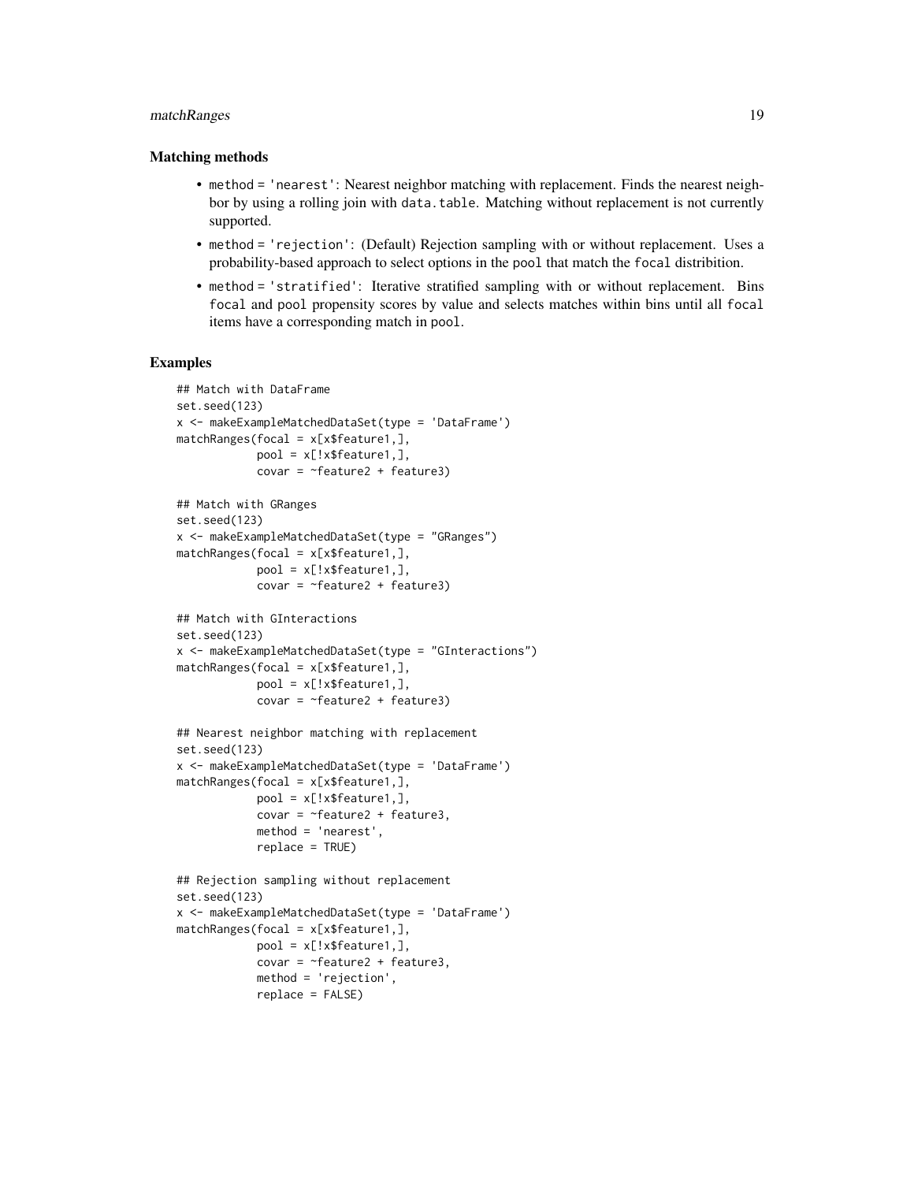### Matching methods

- `method = 'nearest'`: Nearest neighbor matching with replacement. Finds the nearest neighbor by using a rolling join with `data.table`. Matching without replacement is not currently supported.
- `method = 'rejection'`: (Default) Rejection sampling with or without replacement. Uses a probability-based approach to select options in the `pool` that match the `focal` distribition.
- `method = 'stratified'`: Iterative stratified sampling with or without replacement. Bins `focal` and `pool` propensity scores by value and selects matches within bins until all `focal` items have a corresponding match in `pool`.

## Examples

```
## Match with DataFrame
set.seed(123)
x <- makeExampleMatchedDataSet(type = 'DataFrame')
matchRanges(focal = x[x$feature1,],
            pool = x[!x$feature1,],
            covar = ~feature2 + feature3)

## Match with GRanges
set.seed(123)
x <- makeExampleMatchedDataSet(type = "GRanges")
matchRanges(focal = x[x$feature1,],
            pool = x[!x$feature1,],
            covar = ~feature2 + feature3)

## Match with GInteractions
set.seed(123)
x <- makeExampleMatchedDataSet(type = "GInteractions")
matchRanges(focal = x[x$feature1,],
            pool = x[!x$feature1,],
            covar = ~feature2 + feature3)

## Nearest neighbor matching with replacement
set.seed(123)
x <- makeExampleMatchedDataSet(type = 'DataFrame')
matchRanges(focal = x[x$feature1,],
            pool = x[!x$feature1,],
            covar = ~feature2 + feature3,
            method = 'nearest',
            replace = TRUE)

## Rejection sampling without replacement
set.seed(123)
x <- makeExampleMatchedDataSet(type = 'DataFrame')
matchRanges(focal = x[x$feature1,],
            pool = x[!x$feature1,],
            covar = ~feature2 + feature3,
            method = 'rejection',
            replace = FALSE)
```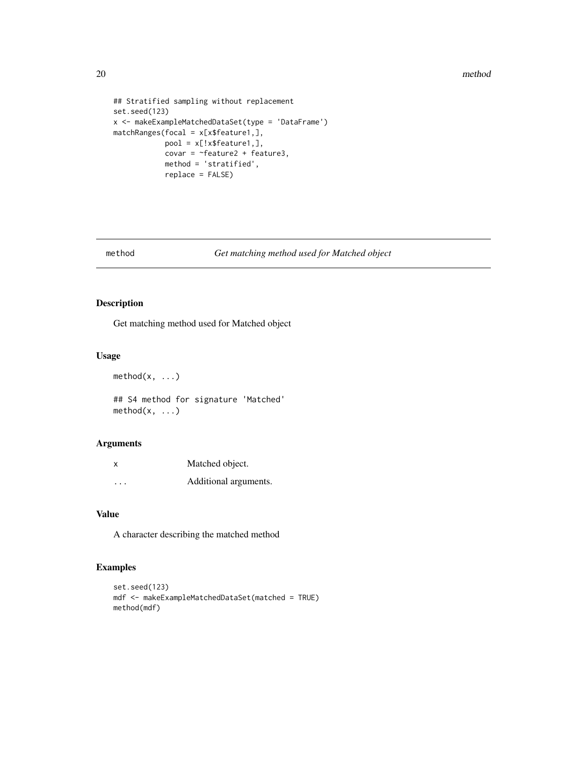```
## Stratified sampling without replacement
set.seed(123)
x <- makeExampleMatchedDataSet(type = 'DataFrame')
matchRanges(focal = x[x$feature1,],
            pool = x[!x$feature1,],
            covar = ~feature2 + feature3,
            method = 'stratified',
            replace = FALSE)
```

## method *Get matching method used for Matched object*

### Description

Get matching method used for Matched object

### Usage

```
method(x, ...)

## S4 method for signature 'Matched'
method(x, ...)
```

### Arguments

| | |
|---|---|
| x | Matched object. |
| ... | Additional arguments. |

### Value

A character describing the matched method

### Examples

```
set.seed(123)
mdf <- makeExampleMatchedDataSet(matched = TRUE)
method(mdf)
```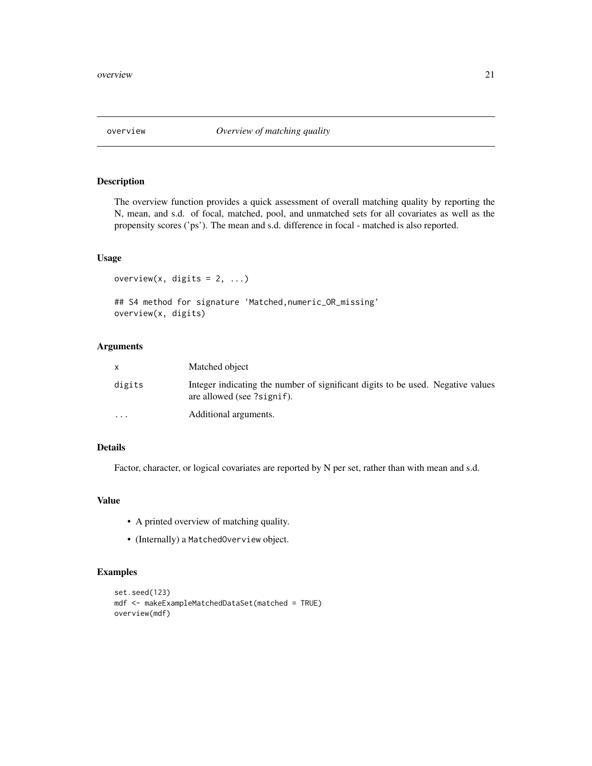# overview — *Overview of matching quality*

## Description

The overview function provides a quick assessment of overall matching quality by reporting the N, mean, and s.d. of focal, matched, pool, and unmatched sets for all covariates as well as the propensity scores ('ps'). The mean and s.d. difference in focal - matched is also reported.

## Usage

```
overview(x, digits = 2, ...)

## S4 method for signature 'Matched,numeric_OR_missing'
overview(x, digits)
```

## Arguments

| | |
|---|---|
| x | Matched object |
| digits | Integer indicating the number of significant digits to be used. Negative values are allowed (see ?signif). |
| ... | Additional arguments. |

## Details

Factor, character, or logical covariates are reported by N per set, rather than with mean and s.d.

## Value

- A printed overview of matching quality.
- (Internally) a `MatchedOverview` object.

## Examples

```
set.seed(123)
mdf <- makeExampleMatchedDataSet(matched = TRUE)
overview(mdf)
```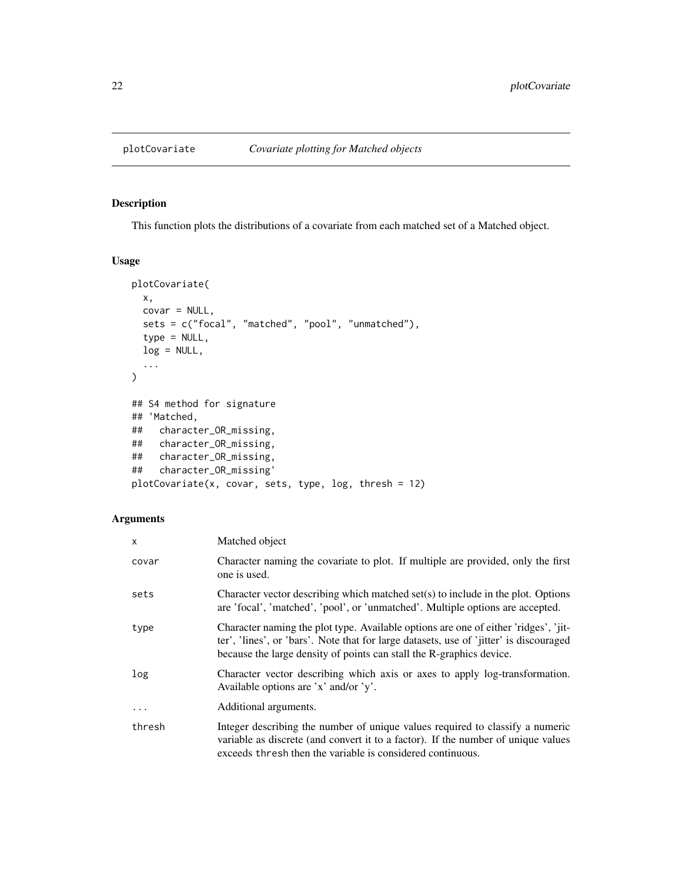# plotCovariate — *Covariate plotting for Matched objects*

## Description

This function plots the distributions of a covariate from each matched set of a Matched object.

## Usage

```
plotCovariate(
  x,
  covar = NULL,
  sets = c("focal", "matched", "pool", "unmatched"),
  type = NULL,
  log = NULL,
  ...
)

## S4 method for signature
## 'Matched,
##   character_OR_missing,
##   character_OR_missing,
##   character_OR_missing,
##   character_OR_missing'
plotCovariate(x, covar, sets, type, log, thresh = 12)
```

## Arguments

| | |
|---|---|
| x | Matched object |
| covar | Character naming the covariate to plot. If multiple are provided, only the first one is used. |
| sets | Character vector describing which matched set(s) to include in the plot. Options are 'focal', 'matched', 'pool', or 'unmatched'. Multiple options are accepted. |
| type | Character naming the plot type. Available options are one of either 'ridges', 'jitter', 'lines', or 'bars'. Note that for large datasets, use of 'jitter' is discouraged because the large density of points can stall the R-graphics device. |
| log | Character vector describing which axis or axes to apply log-transformation. Available options are 'x' and/or 'y'. |
| ... | Additional arguments. |
| thresh | Integer describing the number of unique values required to classify a numeric variable as discrete (and convert it to a factor). If the number of unique values exceeds `thresh` then the variable is considered continuous. |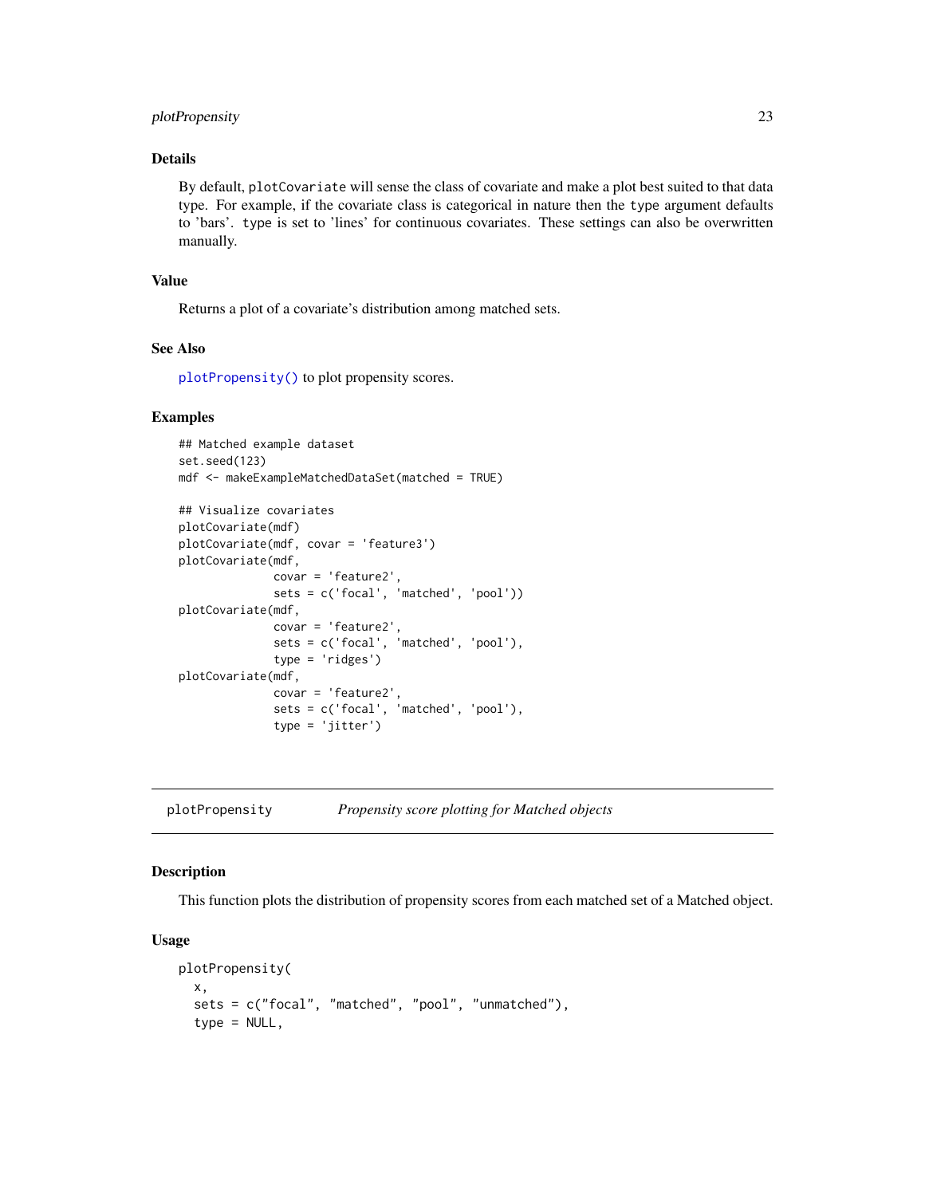### Details

By default, `plotCovariate` will sense the class of covariate and make a plot best suited to that data type. For example, if the covariate class is categorical in nature then the `type` argument defaults to 'bars'. `type` is set to 'lines' for continuous covariates. These settings can also be overwritten manually.

### Value

Returns a plot of a covariate's distribution among matched sets.

### See Also

`plotPropensity()` to plot propensity scores.

### Examples

```
## Matched example dataset
set.seed(123)
mdf <- makeExampleMatchedDataSet(matched = TRUE)

## Visualize covariates
plotCovariate(mdf)
plotCovariate(mdf, covar = 'feature3')
plotCovariate(mdf,
              covar = 'feature2',
              sets = c('focal', 'matched', 'pool'))
plotCovariate(mdf,
              covar = 'feature2',
              sets = c('focal', 'matched', 'pool'),
              type = 'ridges')
plotCovariate(mdf,
              covar = 'feature2',
              sets = c('focal', 'matched', 'pool'),
              type = 'jitter')
```

---

## plotPropensity — *Propensity score plotting for Matched objects*

### Description

This function plots the distribution of propensity scores from each matched set of a Matched object.

### Usage

```
plotPropensity(
  x,
  sets = c("focal", "matched", "pool", "unmatched"),
  type = NULL,
```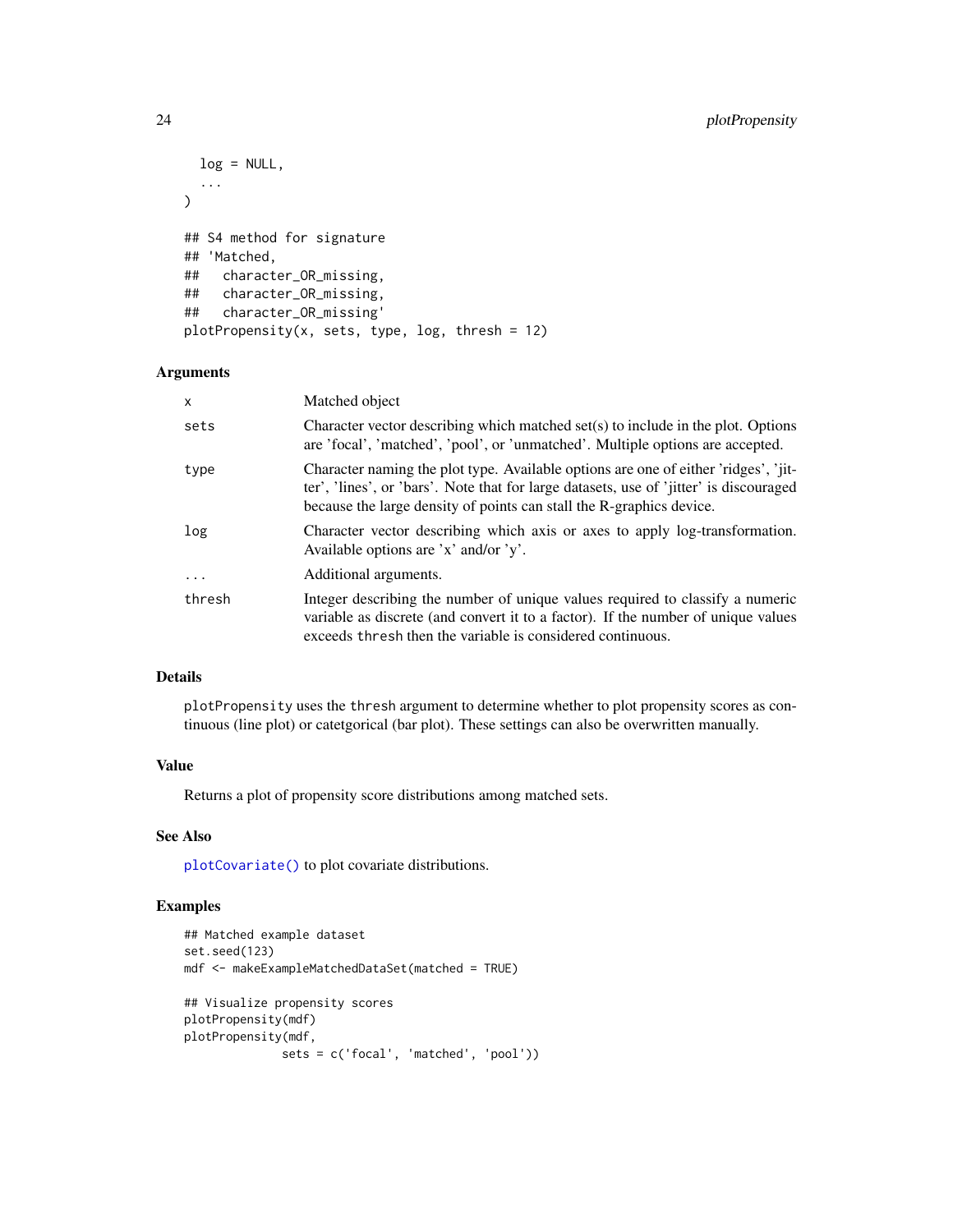```
  log = NULL,
  ...
)

## S4 method for signature
## 'Matched,
##   character_OR_missing,
##   character_OR_missing,
##   character_OR_missing'
plotPropensity(x, sets, type, log, thresh = 12)
```

### Arguments

| | |
|---|---|
| `x` | Matched object |
| `sets` | Character vector describing which matched set(s) to include in the plot. Options are 'focal', 'matched', 'pool', or 'unmatched'. Multiple options are accepted. |
| `type` | Character naming the plot type. Available options are one of either 'ridges', 'jitter', 'lines', or 'bars'. Note that for large datasets, use of 'jitter' is discouraged because the large density of points can stall the R-graphics device. |
| `log` | Character vector describing which axis or axes to apply log-transformation. Available options are 'x' and/or 'y'. |
| `...` | Additional arguments. |
| `thresh` | Integer describing the number of unique values required to classify a numeric variable as discrete (and convert it to a factor). If the number of unique values exceeds `thresh` then the variable is considered continuous. |

### Details

`plotPropensity` uses the `thresh` argument to determine whether to plot propensity scores as continuous (line plot) or catetgorical (bar plot). These settings can also be overwritten manually.

### Value

Returns a plot of propensity score distributions among matched sets.

### See Also

`plotCovariate()` to plot covariate distributions.

### Examples

```
## Matched example dataset
set.seed(123)
mdf <- makeExampleMatchedDataSet(matched = TRUE)

## Visualize propensity scores
plotPropensity(mdf)
plotPropensity(mdf,
               sets = c('focal', 'matched', 'pool'))
```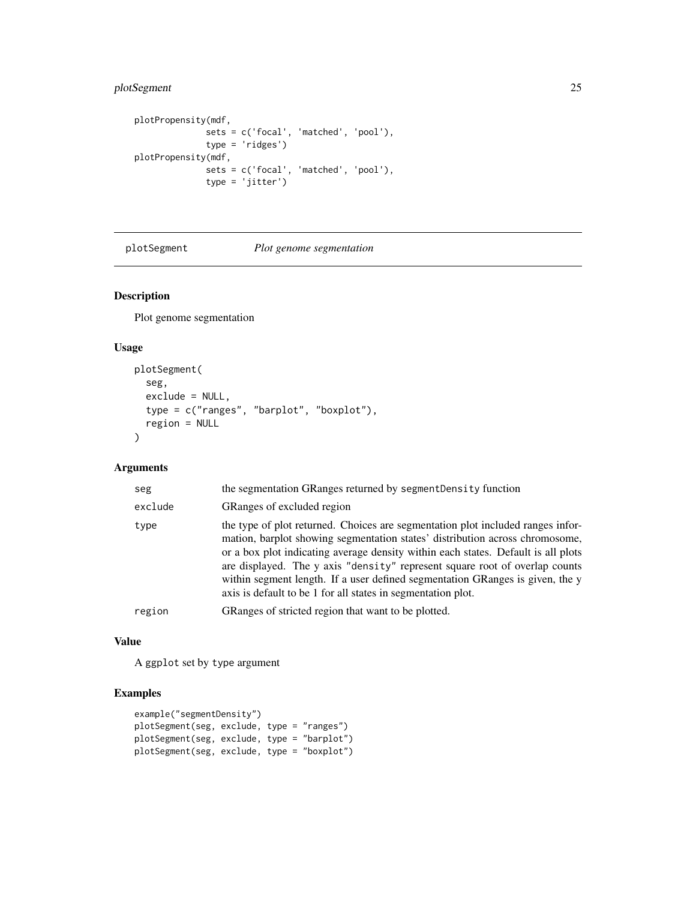```
plotPropensity(mdf,
               sets = c('focal', 'matched', 'pool'),
               type = 'ridges')
plotPropensity(mdf,
               sets = c('focal', 'matched', 'pool'),
               type = 'jitter')
```

## plotSegment *Plot genome segmentation*

### Description

Plot genome segmentation

### Usage

```
plotSegment(
  seg,
  exclude = NULL,
  type = c("ranges", "barplot", "boxplot"),
  region = NULL
)
```

### Arguments

| | |
|---|---|
| seg | the segmentation GRanges returned by segmentDensity function |
| exclude | GRanges of excluded region |
| type | the type of plot returned. Choices are segmentation plot included ranges information, barplot showing segmentation states' distribution across chromosome, or a box plot indicating average density within each states. Default is all plots are displayed. The y axis "density" represent square root of overlap counts within segment length. If a user defined segmentation GRanges is given, the y axis is default to be 1 for all states in segmentation plot. |
| region | GRanges of stricted region that want to be plotted. |

### Value

A ggplot set by type argument

### Examples

```
example("segmentDensity")
plotSegment(seg, exclude, type = "ranges")
plotSegment(seg, exclude, type = "barplot")
plotSegment(seg, exclude, type = "boxplot")
```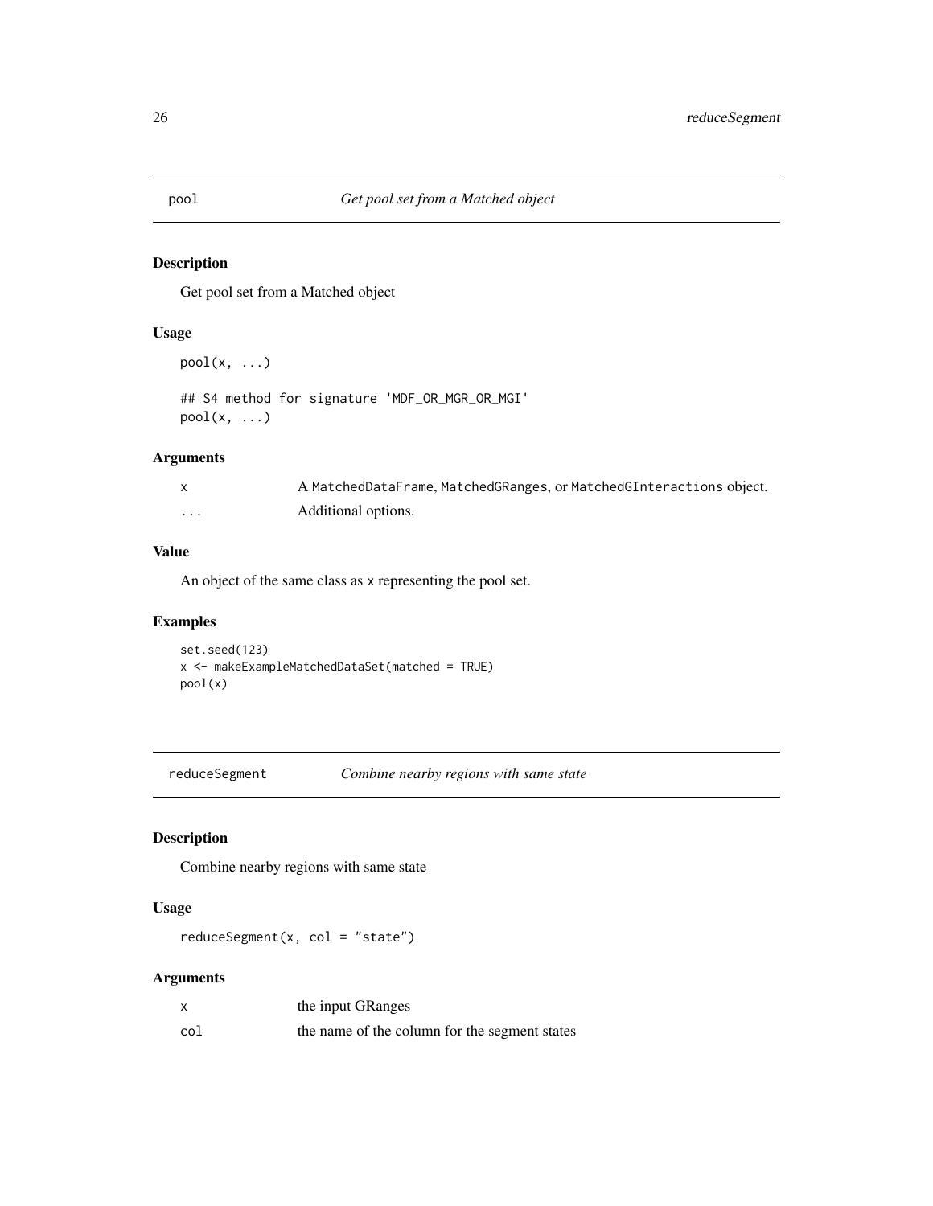## pool — *Get pool set from a Matched object*

### Description

Get pool set from a Matched object

### Usage

```
pool(x, ...)

## S4 method for signature 'MDF_OR_MGR_OR_MGI'
pool(x, ...)
```

### Arguments

| | |
|---|---|
| x | A MatchedDataFrame, MatchedGRanges, or MatchedGInteractions object. |
| ... | Additional options. |

### Value

An object of the same class as x representing the pool set.

### Examples

```
set.seed(123)
x <- makeExampleMatchedDataSet(matched = TRUE)
pool(x)
```

## reduceSegment — *Combine nearby regions with same state*

### Description

Combine nearby regions with same state

### Usage

```
reduceSegment(x, col = "state")
```

### Arguments

| | |
|---|---|
| x | the input GRanges |
| col | the name of the column for the segment states |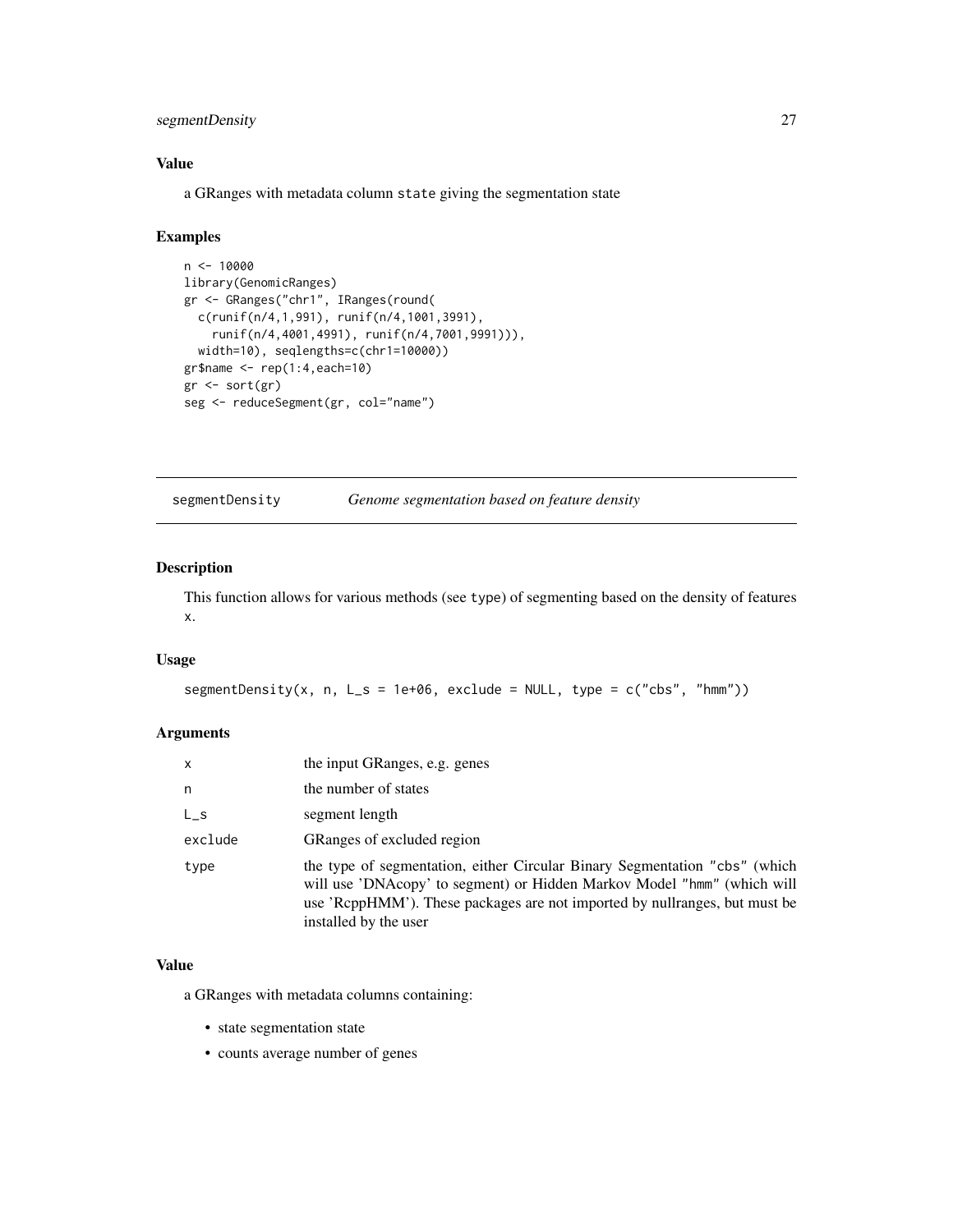## Value

a GRanges with metadata column state giving the segmentation state

## Examples

```
n <- 10000
library(GenomicRanges)
gr <- GRanges("chr1", IRanges(round(
  c(runif(n/4,1,991), runif(n/4,1001,3991),
    runif(n/4,4001,4991), runif(n/4,7001,9991))),
  width=10), seqlengths=c(chr1=10000))
gr$name <- rep(1:4,each=10)
gr <- sort(gr)
seg <- reduceSegment(gr, col="name")
```

---

# segmentDensity *Genome segmentation based on feature density*

## Description

This function allows for various methods (see type) of segmenting based on the density of features x.

## Usage

```
segmentDensity(x, n, L_s = 1e+06, exclude = NULL, type = c("cbs", "hmm"))
```

## Arguments

| | |
|---|---|
| x | the input GRanges, e.g. genes |
| n | the number of states |
| L_s | segment length |
| exclude | GRanges of excluded region |
| type | the type of segmentation, either Circular Binary Segmentation "cbs" (which will use 'DNAcopy' to segment) or Hidden Markov Model "hmm" (which will use 'RcppHMM'). These packages are not imported by nullranges, but must be installed by the user |

## Value

a GRanges with metadata columns containing:

- state segmentation state
- counts average number of genes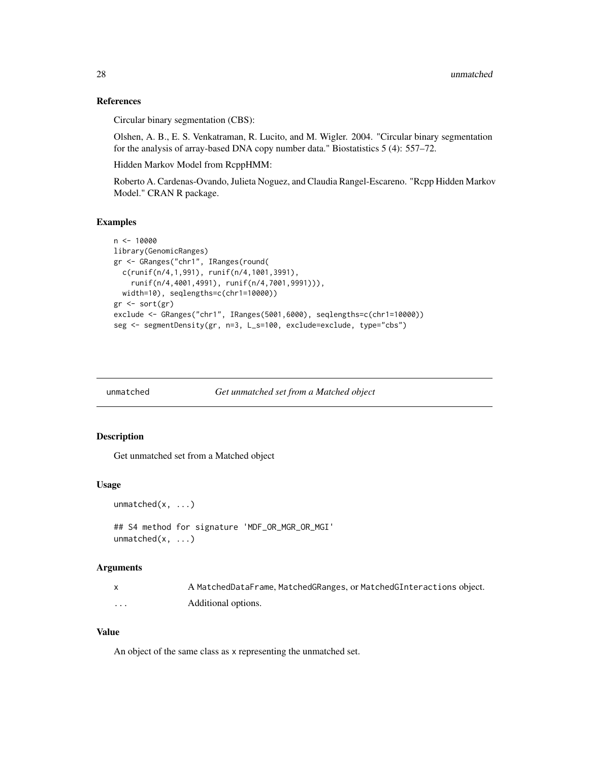## References

Circular binary segmentation (CBS):

Olshen, A. B., E. S. Venkatraman, R. Lucito, and M. Wigler. 2004. "Circular binary segmentation for the analysis of array-based DNA copy number data." Biostatistics 5 (4): 557–72.

Hidden Markov Model from RcppHMM:

Roberto A. Cardenas-Ovando, Julieta Noguez, and Claudia Rangel-Escareno. "Rcpp Hidden Markov Model." CRAN R package.

## Examples

```
n <- 10000
library(GenomicRanges)
gr <- GRanges("chr1", IRanges(round(
  c(runif(n/4,1,991), runif(n/4,1001,3991),
    runif(n/4,4001,4991), runif(n/4,7001,9991))),
  width=10), seqlengths=c(chr1=10000))
gr <- sort(gr)
exclude <- GRanges("chr1", IRanges(5001,6000), seqlengths=c(chr1=10000))
seg <- segmentDensity(gr, n=3, L_s=100, exclude=exclude, type="cbs")
```

---

# unmatched — *Get unmatched set from a Matched object*

## Description

Get unmatched set from a Matched object

## Usage

```
unmatched(x, ...)

## S4 method for signature 'MDF_OR_MGR_OR_MGI'
unmatched(x, ...)
```

## Arguments

| | |
|---|---|
| x | A `MatchedDataFrame`, `MatchedGRanges`, or `MatchedGInteractions` object. |
| ... | Additional options. |

## Value

An object of the same class as `x` representing the unmatched set.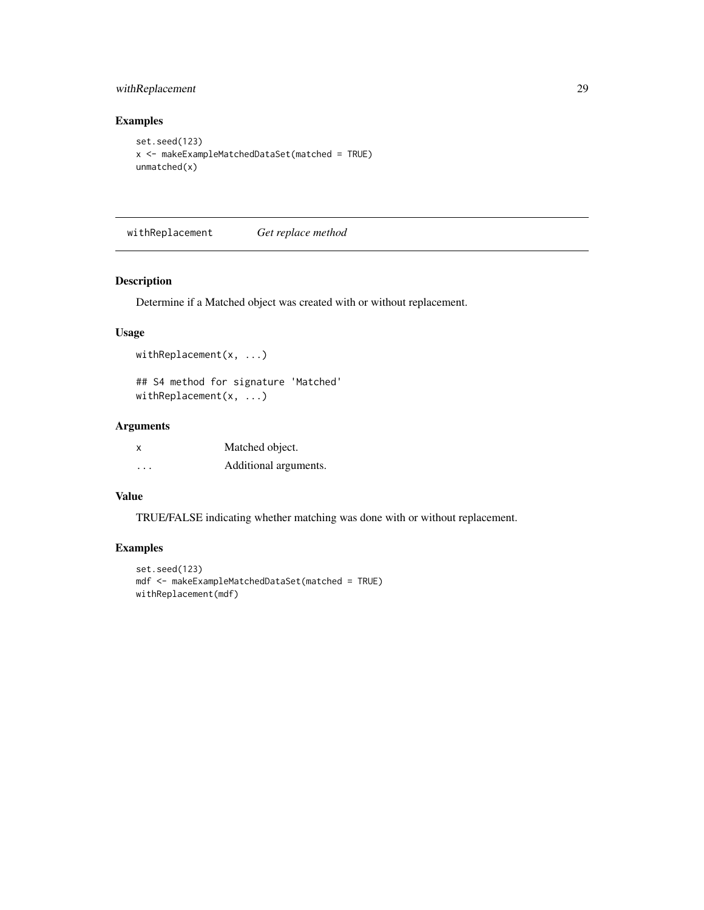## Examples

```
set.seed(123)
x <- makeExampleMatchedDataSet(matched = TRUE)
unmatched(x)
```

# withReplacement *Get replace method*

## Description

Determine if a Matched object was created with or without replacement.

## Usage

```
withReplacement(x, ...)

## S4 method for signature 'Matched'
withReplacement(x, ...)
```

## Arguments

| | |
|---|---|
| x | Matched object. |
| ... | Additional arguments. |

## Value

TRUE/FALSE indicating whether matching was done with or without replacement.

## Examples

```
set.seed(123)
mdf <- makeExampleMatchedDataSet(matched = TRUE)
withReplacement(mdf)
```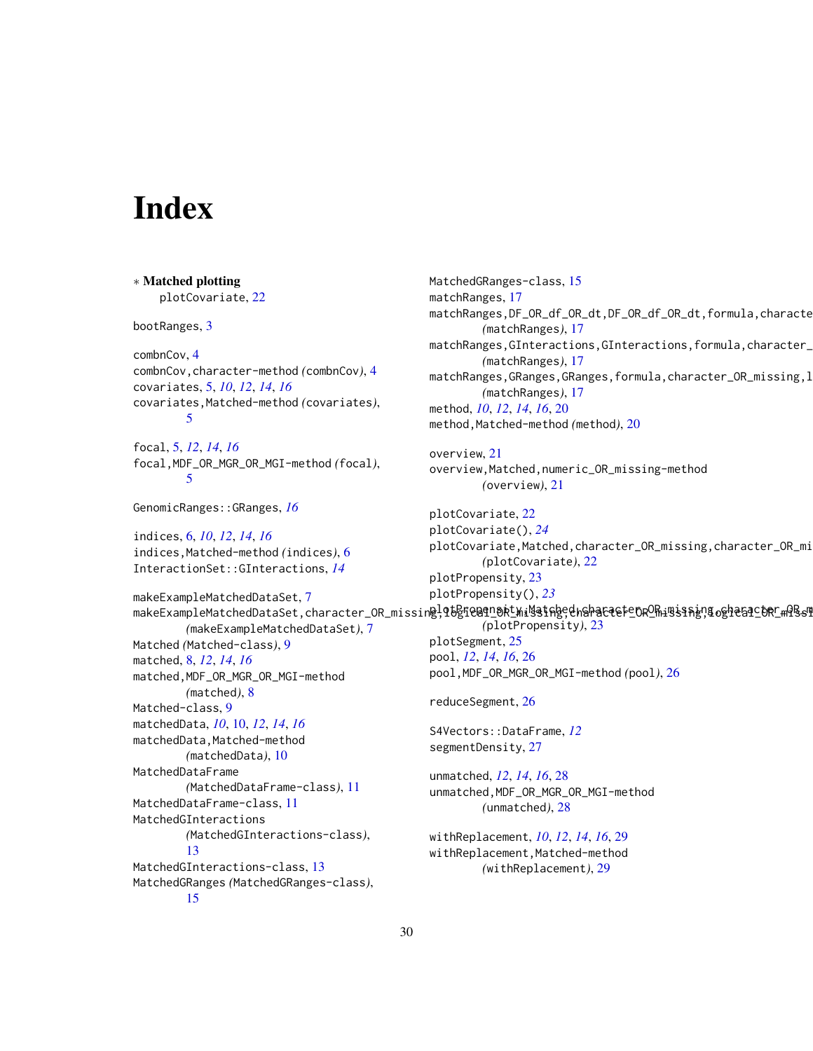# Index

∗ **Matched plotting**
plotCovariate, 22

bootRanges, 3

combnCov, 4
combnCov,character-method *(combnCov)*, 4
covariates, 5, *10*, *12*, *14*, *16*
covariates,Matched-method *(covariates)*, 5

focal, 5, *12*, *14*, *16*
focal,MDF_OR_MGR_OR_MGI-method *(focal)*, 5

GenomicRanges::GRanges, *16*

indices, 6, *10*, *12*, *14*, *16*
indices,Matched-method *(indices)*, 6
InteractionSet::GInteractions, *14*

makeExampleMatchedDataSet, 7
makeExampleMatchedDataSet,character_OR_missing,logical_OR_missing,character_OR_missing,logical_OR_missing
*(makeExampleMatchedDataSet)*, 7
Matched *(Matched-class)*, 9
matched, 8, *12*, *14*, *16*
matched,MDF_OR_MGR_OR_MGI-method *(matched)*, 8
Matched-class, 9
matchedData, *10*, 10, *12*, *14*, *16*
matchedData,Matched-method *(matchedData)*, 10
MatchedDataFrame *(MatchedDataFrame-class)*, 11
MatchedDataFrame-class, 11
MatchedGInteractions *(MatchedGInteractions-class)*, 13
MatchedGInteractions-class, 13
MatchedGRanges *(MatchedGRanges-class)*, 15
MatchedGRanges-class, 15
matchRanges, 17
matchRanges,DF_OR_df_OR_dt,DF_OR_df_OR_dt,formula,character_OR_missing,l
*(matchRanges)*, 17
matchRanges,GInteractions,GInteractions,formula,character_
*(matchRanges)*, 17
matchRanges,GRanges,GRanges,formula,character_OR_missing,l
*(matchRanges)*, 17
method, *10*, *12*, *14*, *16*, 20
method,Matched-method *(method)*, 20

overview, 21
overview,Matched,numeric_OR_missing-method *(overview)*, 21

plotCovariate, 22
plotCovariate(), *24*
plotCovariate,Matched,character_OR_missing,character_OR_mi
*(plotCovariate)*, 22
plotPropensity, 23
plotPropensity(), *23*
plotPropensity,Matched,character_OR_missing,character_OR_m
*(plotPropensity)*, 23
plotSegment, 25
pool, *12*, *14*, *16*, 26
pool,MDF_OR_MGR_OR_MGI-method *(pool)*, 26

reduceSegment, 26

S4Vectors::DataFrame, *12*
segmentDensity, 27

unmatched, *12*, *14*, *16*, 28
unmatched,MDF_OR_MGR_OR_MGI-method *(unmatched)*, 28

withReplacement, *10*, *12*, *14*, *16*, 29
withReplacement,Matched-method *(withReplacement)*, 29